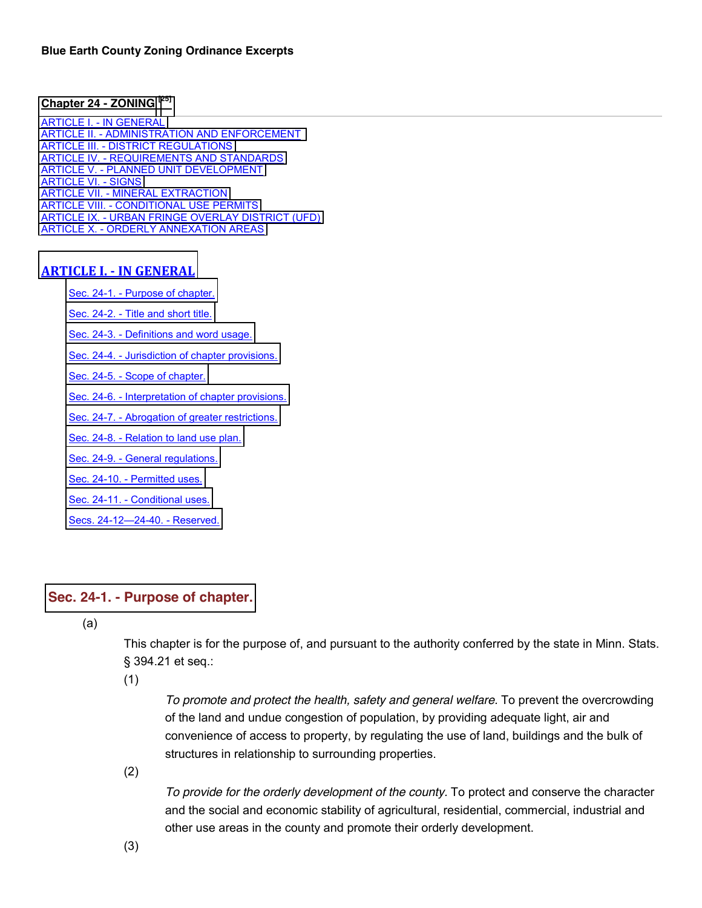**Blue Earth County Zoning Ordinance Excerpts**

# Chapter 24 - ZONING [25]

- ARTICLE I. - IN GENERAL
- ARTICLE II. - ADMINISTRATION AND ENFORCEMENT
- ARTICLE III. - DISTRICT REGULATIONS
- ARTICLE IV. - REQUIREMENTS AND STANDARDS
- ARTICLE V. - PLANNED UNIT DEVELOPMENT
- ARTICLE VI. - SIGNS
- ARTICLE VII. - MINERAL EXTRACTION
- ARTICLE VIII. - CONDITIONAL USE PERMITS
- ARTICLE IX. - URBAN FRINGE OVERLAY DISTRICT (UFD)
- ARTICLE X. - ORDERLY ANNEXATION AREAS

## ARTICLE I. - IN GENERAL

- Sec. 24-1. - Purpose of chapter.
- Sec. 24-2. - Title and short title.
- Sec. 24-3. - Definitions and word usage.
- Sec. 24-4. - Jurisdiction of chapter provisions.
- Sec. 24-5. - Scope of chapter.
- Sec. 24-6. - Interpretation of chapter provisions.
- Sec. 24-7. - Abrogation of greater restrictions.
- Sec. 24-8. - Relation to land use plan.
- Sec. 24-9. - General regulations.
- Sec. 24-10. - Permitted uses.
- Sec. 24-11. - Conditional uses.
- Secs. 24-12—24-40. - Reserved.

### Sec. 24-1. - Purpose of chapter.

(a) This chapter is for the purpose of, and pursuant to the authority conferred by the state in Minn. Stats. § 394.21 et seq.:

(1) *To promote and protect the health, safety and general welfare.* To prevent the overcrowding of the land and undue congestion of population, by providing adequate light, air and convenience of access to property, by regulating the use of land, buildings and the bulk of structures in relationship to surrounding properties.

(2) *To provide for the orderly development of the county.* To protect and conserve the character and the social and economic stability of agricultural, residential, commercial, industrial and other use areas in the county and promote their orderly development.

(3)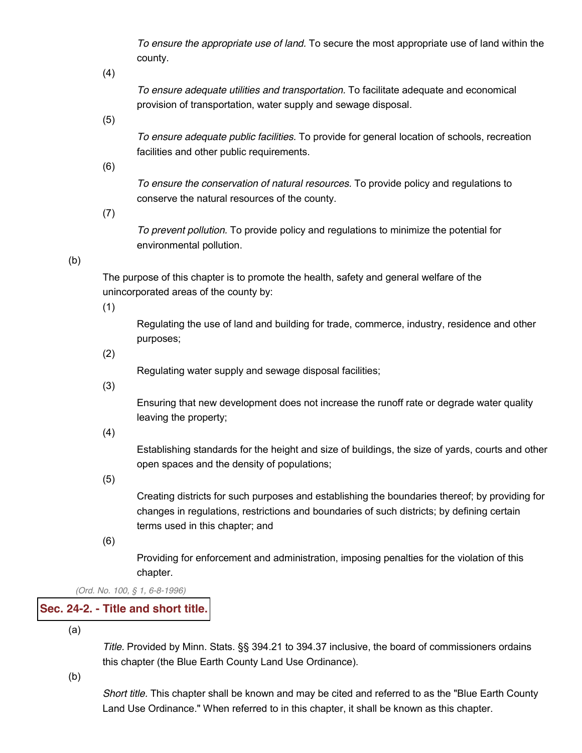*To ensure the appropriate use of land.* To secure the most appropriate use of land within the county.

(4)

*To ensure adequate utilities and transportation.* To facilitate adequate and economical provision of transportation, water supply and sewage disposal.

(5)

*To ensure adequate public facilities.* To provide for general location of schools, recreation facilities and other public requirements.

(6)

*To ensure the conservation of natural resources.* To provide policy and regulations to conserve the natural resources of the county.

(7)

*To prevent pollution.* To provide policy and regulations to minimize the potential for environmental pollution.

(b)

The purpose of this chapter is to promote the health, safety and general welfare of the unincorporated areas of the county by:

(1)

Regulating the use of land and building for trade, commerce, industry, residence and other purposes;

(2)

Regulating water supply and sewage disposal facilities;

(3)

Ensuring that new development does not increase the runoff rate or degrade water quality leaving the property;

(4)

Establishing standards for the height and size of buildings, the size of yards, courts and other open spaces and the density of populations;

(5)

Creating districts for such purposes and establishing the boundaries thereof; by providing for changes in regulations, restrictions and boundaries of such districts; by defining certain terms used in this chapter; and

(6)

Providing for enforcement and administration, imposing penalties for the violation of this chapter.

*(Ord. No. 100, § 1, 6-8-1996)*

## Sec. 24-2. - Title and short title.

(a)

*Title.* Provided by Minn. Stats. §§ 394.21 to 394.37 inclusive, the board of commissioners ordains this chapter (the Blue Earth County Land Use Ordinance).

(b)

*Short title.* This chapter shall be known and may be cited and referred to as the "Blue Earth County Land Use Ordinance." When referred to in this chapter, it shall be known as this chapter.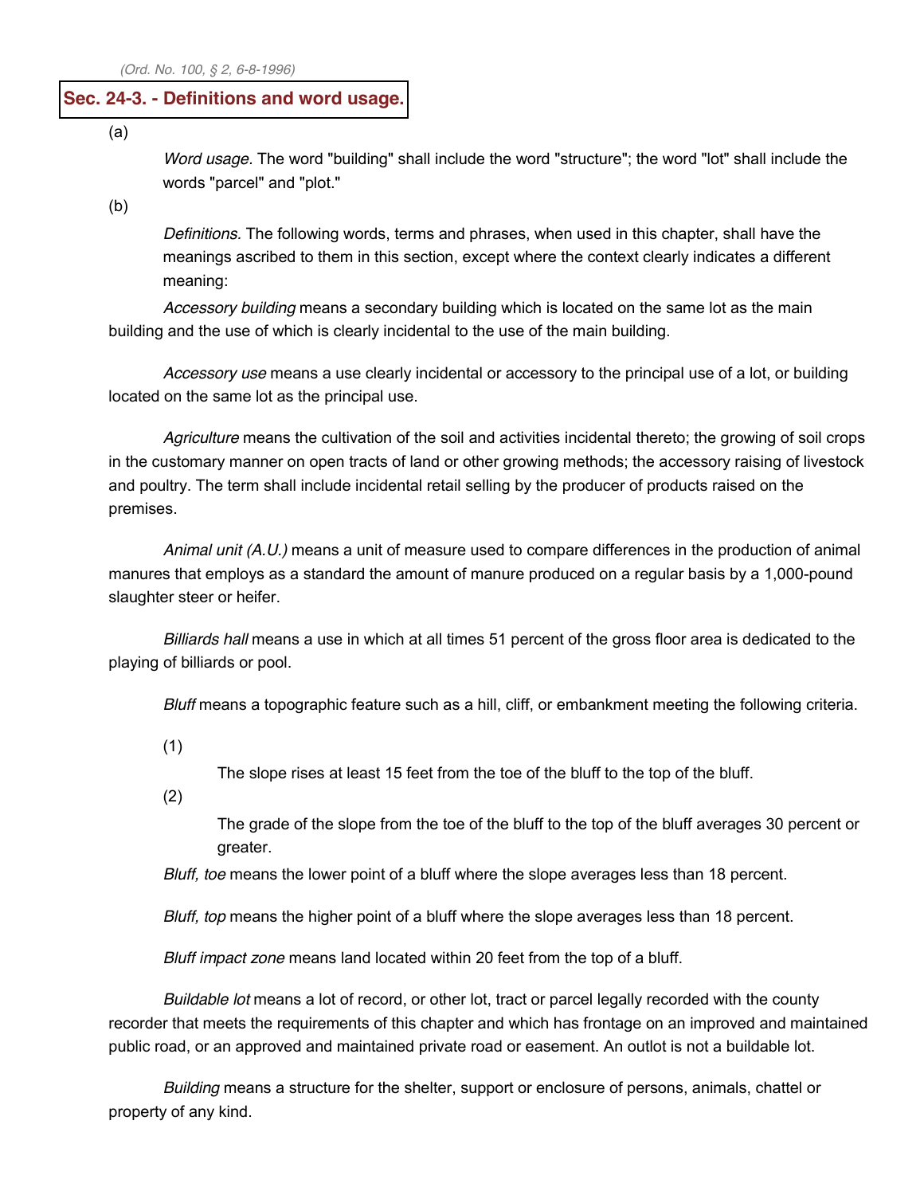*(Ord. No. 100, § 2, 6-8-1996)*

## Sec. 24-3. - Definitions and word usage.

(a) *Word usage.* The word "building" shall include the word "structure"; the word "lot" shall include the words "parcel" and "plot."

(b) *Definitions.* The following words, terms and phrases, when used in this chapter, shall have the meanings ascribed to them in this section, except where the context clearly indicates a different meaning:

*Accessory building* means a secondary building which is located on the same lot as the main building and the use of which is clearly incidental to the use of the main building.

*Accessory use* means a use clearly incidental or accessory to the principal use of a lot, or building located on the same lot as the principal use.

*Agriculture* means the cultivation of the soil and activities incidental thereto; the growing of soil crops in the customary manner on open tracts of land or other growing methods; the accessory raising of livestock and poultry. The term shall include incidental retail selling by the producer of products raised on the premises.

*Animal unit (A.U.)* means a unit of measure used to compare differences in the production of animal manures that employs as a standard the amount of manure produced on a regular basis by a 1,000-pound slaughter steer or heifer.

*Billiards hall* means a use in which at all times 51 percent of the gross floor area is dedicated to the playing of billiards or pool.

*Bluff* means a topographic feature such as a hill, cliff, or embankment meeting the following criteria.

(1) The slope rises at least 15 feet from the toe of the bluff to the top of the bluff.

(2) The grade of the slope from the toe of the bluff to the top of the bluff averages 30 percent or greater.

*Bluff, toe* means the lower point of a bluff where the slope averages less than 18 percent.

*Bluff, top* means the higher point of a bluff where the slope averages less than 18 percent.

*Bluff impact zone* means land located within 20 feet from the top of a bluff.

*Buildable lot* means a lot of record, or other lot, tract or parcel legally recorded with the county recorder that meets the requirements of this chapter and which has frontage on an improved and maintained public road, or an approved and maintained private road or easement. An outlot is not a buildable lot.

*Building* means a structure for the shelter, support or enclosure of persons, animals, chattel or property of any kind.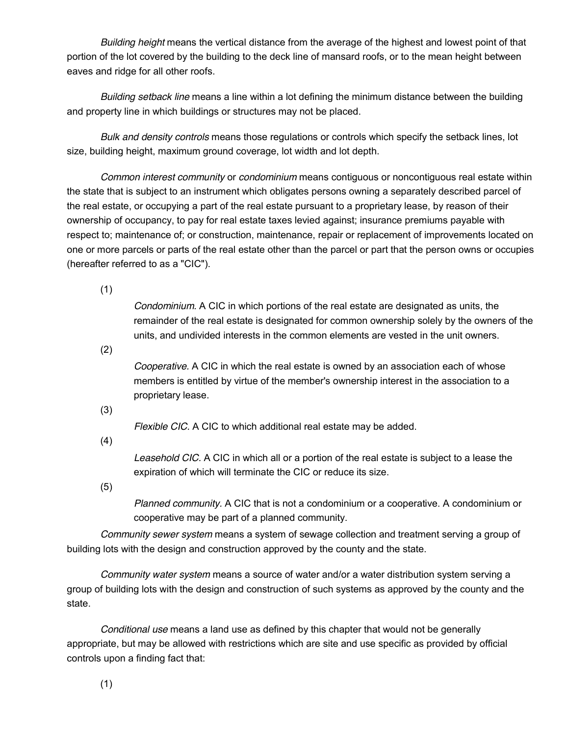*Building height* means the vertical distance from the average of the highest and lowest point of that portion of the lot covered by the building to the deck line of mansard roofs, or to the mean height between eaves and ridge for all other roofs.

*Building setback line* means a line within a lot defining the minimum distance between the building and property line in which buildings or structures may not be placed.

*Bulk and density controls* means those regulations or controls which specify the setback lines, lot size, building height, maximum ground coverage, lot width and lot depth.

*Common interest community* or *condominium* means contiguous or noncontiguous real estate within the state that is subject to an instrument which obligates persons owning a separately described parcel of the real estate, or occupying a part of the real estate pursuant to a proprietary lease, by reason of their ownership of occupancy, to pay for real estate taxes levied against; insurance premiums payable with respect to; maintenance of; or construction, maintenance, repair or replacement of improvements located on one or more parcels or parts of the real estate other than the parcel or part that the person owns or occupies (hereafter referred to as a "CIC").

(1)

*Condominium.* A CIC in which portions of the real estate are designated as units, the remainder of the real estate is designated for common ownership solely by the owners of the units, and undivided interests in the common elements are vested in the unit owners.

(2)

*Cooperative.* A CIC in which the real estate is owned by an association each of whose members is entitled by virtue of the member's ownership interest in the association to a proprietary lease.

(3)

*Flexible CIC.* A CIC to which additional real estate may be added.

(4)

*Leasehold CIC.* A CIC in which all or a portion of the real estate is subject to a lease the expiration of which will terminate the CIC or reduce its size.

(5)

*Planned community.* A CIC that is not a condominium or a cooperative. A condominium or cooperative may be part of a planned community.

*Community sewer system* means a system of sewage collection and treatment serving a group of building lots with the design and construction approved by the county and the state.

*Community water system* means a source of water and/or a water distribution system serving a group of building lots with the design and construction of such systems as approved by the county and the state.

*Conditional use* means a land use as defined by this chapter that would not be generally appropriate, but may be allowed with restrictions which are site and use specific as provided by official controls upon a finding fact that:

(1)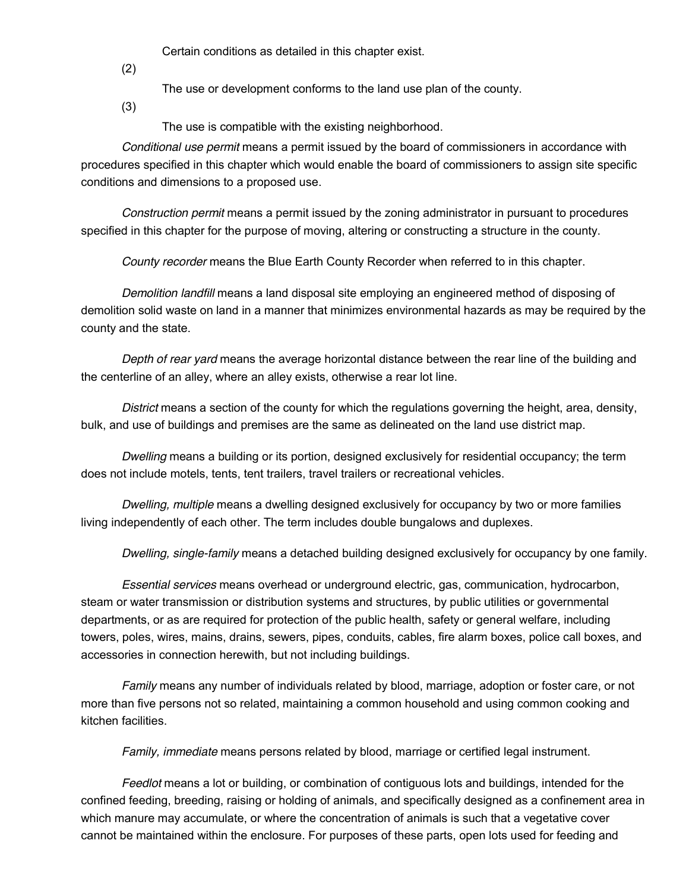Certain conditions as detailed in this chapter exist.

(2)

The use or development conforms to the land use plan of the county.

(3)

The use is compatible with the existing neighborhood.

*Conditional use permit* means a permit issued by the board of commissioners in accordance with procedures specified in this chapter which would enable the board of commissioners to assign site specific conditions and dimensions to a proposed use.

*Construction permit* means a permit issued by the zoning administrator in pursuant to procedures specified in this chapter for the purpose of moving, altering or constructing a structure in the county.

*County recorder* means the Blue Earth County Recorder when referred to in this chapter.

*Demolition landfill* means a land disposal site employing an engineered method of disposing of demolition solid waste on land in a manner that minimizes environmental hazards as may be required by the county and the state.

*Depth of rear yard* means the average horizontal distance between the rear line of the building and the centerline of an alley, where an alley exists, otherwise a rear lot line.

*District* means a section of the county for which the regulations governing the height, area, density, bulk, and use of buildings and premises are the same as delineated on the land use district map.

*Dwelling* means a building or its portion, designed exclusively for residential occupancy; the term does not include motels, tents, tent trailers, travel trailers or recreational vehicles.

*Dwelling, multiple* means a dwelling designed exclusively for occupancy by two or more families living independently of each other. The term includes double bungalows and duplexes.

*Dwelling, single-family* means a detached building designed exclusively for occupancy by one family.

*Essential services* means overhead or underground electric, gas, communication, hydrocarbon, steam or water transmission or distribution systems and structures, by public utilities or governmental departments, or as are required for protection of the public health, safety or general welfare, including towers, poles, wires, mains, drains, sewers, pipes, conduits, cables, fire alarm boxes, police call boxes, and accessories in connection herewith, but not including buildings.

*Family* means any number of individuals related by blood, marriage, adoption or foster care, or not more than five persons not so related, maintaining a common household and using common cooking and kitchen facilities.

*Family, immediate* means persons related by blood, marriage or certified legal instrument.

*Feedlot* means a lot or building, or combination of contiguous lots and buildings, intended for the confined feeding, breeding, raising or holding of animals, and specifically designed as a confinement area in which manure may accumulate, or where the concentration of animals is such that a vegetative cover cannot be maintained within the enclosure. For purposes of these parts, open lots used for feeding and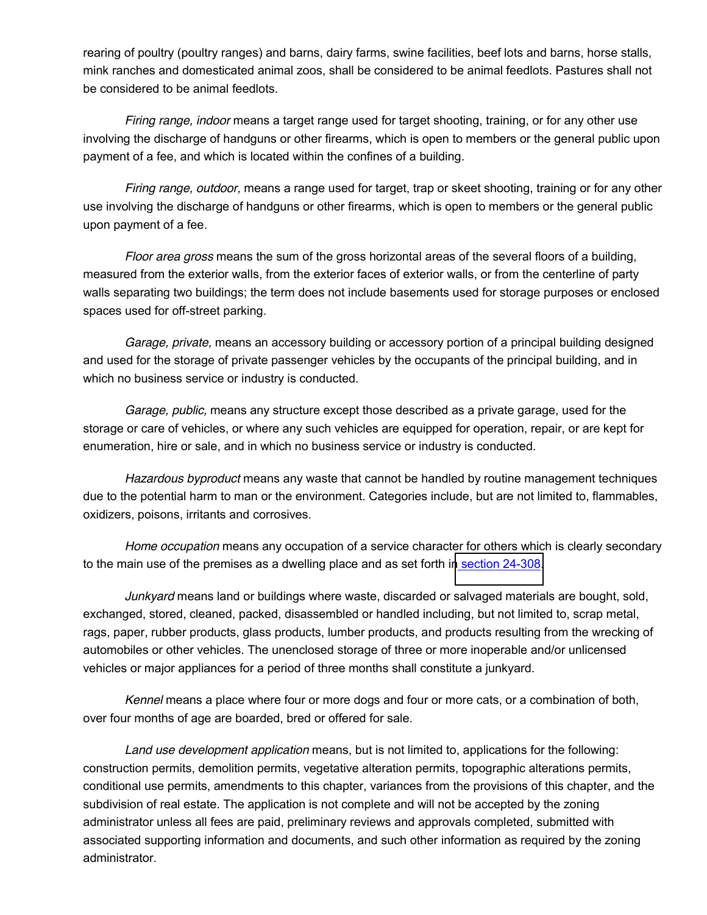rearing of poultry (poultry ranges) and barns, dairy farms, swine facilities, beef lots and barns, horse stalls, mink ranches and domesticated animal zoos, shall be considered to be animal feedlots. Pastures shall not be considered to be animal feedlots.

*Firing range, indoor* means a target range used for target shooting, training, or for any other use involving the discharge of handguns or other firearms, which is open to members or the general public upon payment of a fee, and which is located within the confines of a building.

*Firing range, outdoor,* means a range used for target, trap or skeet shooting, training or for any other use involving the discharge of handguns or other firearms, which is open to members or the general public upon payment of a fee.

*Floor area gross* means the sum of the gross horizontal areas of the several floors of a building, measured from the exterior walls, from the exterior faces of exterior walls, or from the centerline of party walls separating two buildings; the term does not include basements used for storage purposes or enclosed spaces used for off-street parking.

*Garage, private,* means an accessory building or accessory portion of a principal building designed and used for the storage of private passenger vehicles by the occupants of the principal building, and in which no business service or industry is conducted.

*Garage, public,* means any structure except those described as a private garage, used for the storage or care of vehicles, or where any such vehicles are equipped for operation, repair, or are kept for enumeration, hire or sale, and in which no business service or industry is conducted.

*Hazardous byproduct* means any waste that cannot be handled by routine management techniques due to the potential harm to man or the environment. Categories include, but are not limited to, flammables, oxidizers, poisons, irritants and corrosives.

*Home occupation* means any occupation of a service character for others which is clearly secondary to the main use of the premises as a dwelling place and as set forth in section 24-308.

*Junkyard* means land or buildings where waste, discarded or salvaged materials are bought, sold, exchanged, stored, cleaned, packed, disassembled or handled including, but not limited to, scrap metal, rags, paper, rubber products, glass products, lumber products, and products resulting from the wrecking of automobiles or other vehicles. The unenclosed storage of three or more inoperable and/or unlicensed vehicles or major appliances for a period of three months shall constitute a junkyard.

*Kennel* means a place where four or more dogs and four or more cats, or a combination of both, over four months of age are boarded, bred or offered for sale.

*Land use development application* means, but is not limited to, applications for the following: construction permits, demolition permits, vegetative alteration permits, topographic alterations permits, conditional use permits, amendments to this chapter, variances from the provisions of this chapter, and the subdivision of real estate. The application is not complete and will not be accepted by the zoning administrator unless all fees are paid, preliminary reviews and approvals completed, submitted with associated supporting information and documents, and such other information as required by the zoning administrator.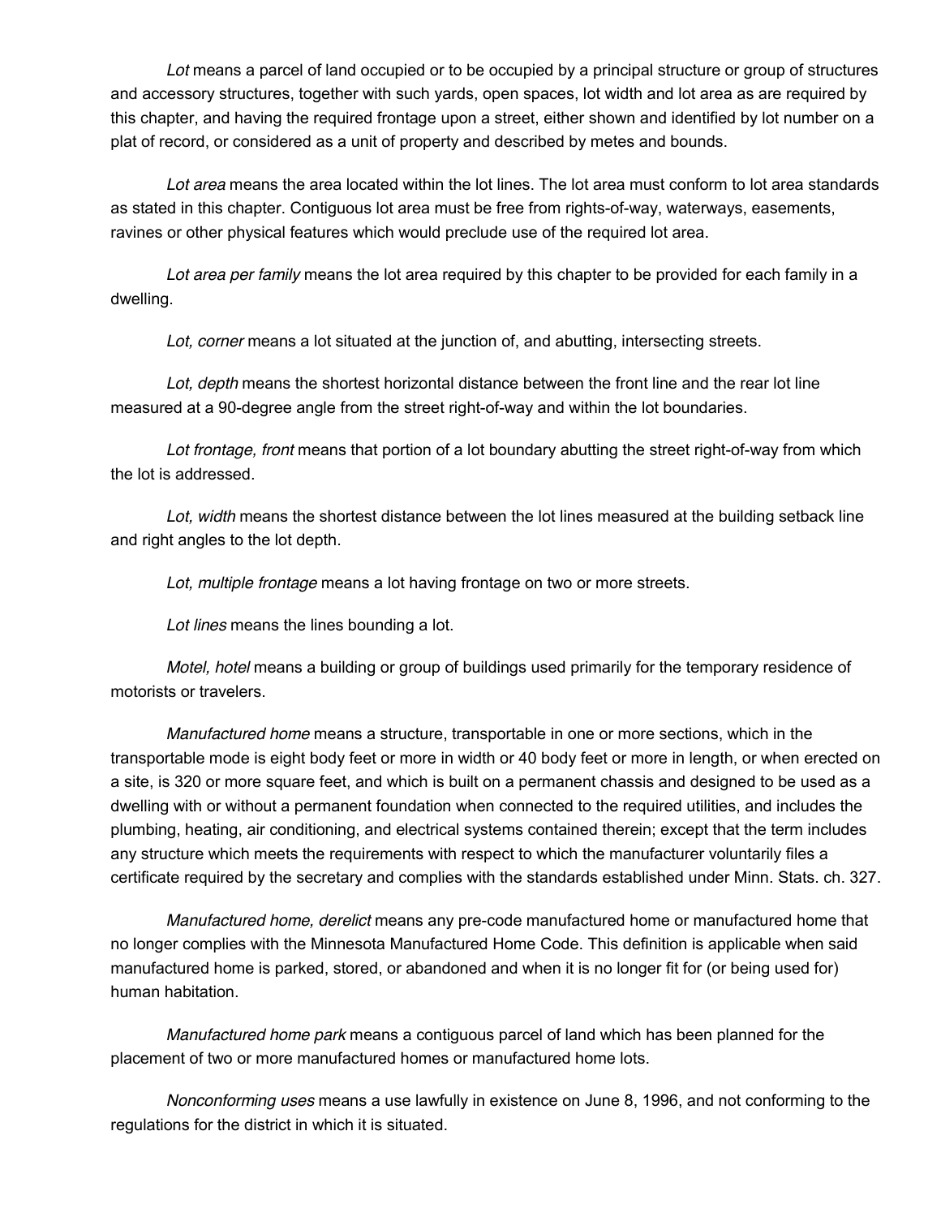*Lot* means a parcel of land occupied or to be occupied by a principal structure or group of structures and accessory structures, together with such yards, open spaces, lot width and lot area as are required by this chapter, and having the required frontage upon a street, either shown and identified by lot number on a plat of record, or considered as a unit of property and described by metes and bounds.

*Lot area* means the area located within the lot lines. The lot area must conform to lot area standards as stated in this chapter. Contiguous lot area must be free from rights-of-way, waterways, easements, ravines or other physical features which would preclude use of the required lot area.

*Lot area per family* means the lot area required by this chapter to be provided for each family in a dwelling.

*Lot, corner* means a lot situated at the junction of, and abutting, intersecting streets.

*Lot, depth* means the shortest horizontal distance between the front line and the rear lot line measured at a 90-degree angle from the street right-of-way and within the lot boundaries.

*Lot frontage, front* means that portion of a lot boundary abutting the street right-of-way from which the lot is addressed.

*Lot, width* means the shortest distance between the lot lines measured at the building setback line and right angles to the lot depth.

*Lot, multiple frontage* means a lot having frontage on two or more streets.

*Lot lines* means the lines bounding a lot.

*Motel, hotel* means a building or group of buildings used primarily for the temporary residence of motorists or travelers.

*Manufactured home* means a structure, transportable in one or more sections, which in the transportable mode is eight body feet or more in width or 40 body feet or more in length, or when erected on a site, is 320 or more square feet, and which is built on a permanent chassis and designed to be used as a dwelling with or without a permanent foundation when connected to the required utilities, and includes the plumbing, heating, air conditioning, and electrical systems contained therein; except that the term includes any structure which meets the requirements with respect to which the manufacturer voluntarily files a certificate required by the secretary and complies with the standards established under Minn. Stats. ch. 327.

*Manufactured home, derelict* means any pre-code manufactured home or manufactured home that no longer complies with the Minnesota Manufactured Home Code. This definition is applicable when said manufactured home is parked, stored, or abandoned and when it is no longer fit for (or being used for) human habitation.

*Manufactured home park* means a contiguous parcel of land which has been planned for the placement of two or more manufactured homes or manufactured home lots.

*Nonconforming uses* means a use lawfully in existence on June 8, 1996, and not conforming to the regulations for the district in which it is situated.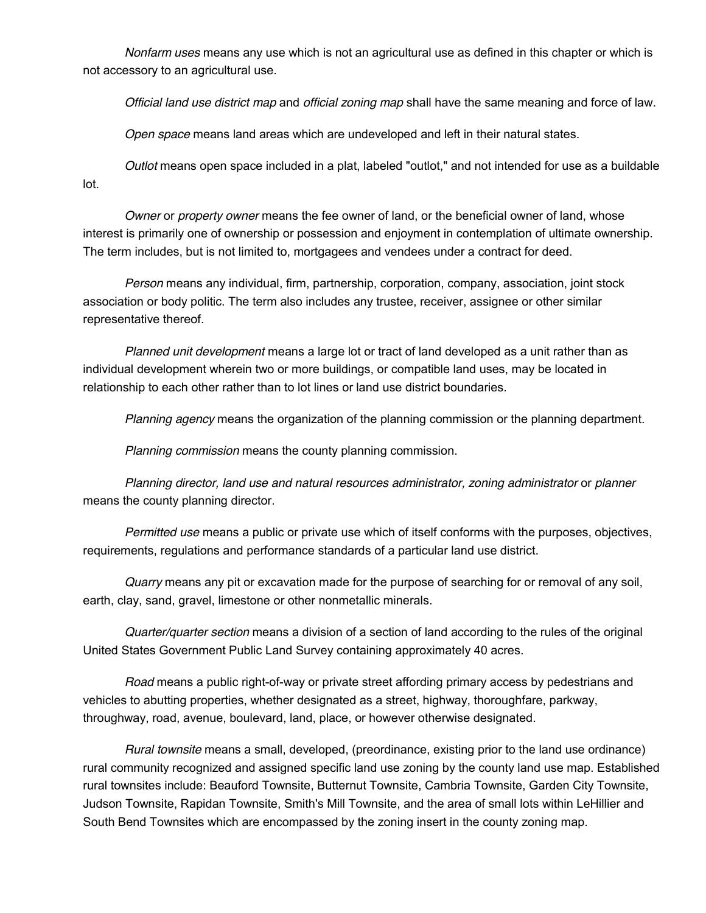*Nonfarm uses* means any use which is not an agricultural use as defined in this chapter or which is not accessory to an agricultural use.

*Official land use district map* and *official zoning map* shall have the same meaning and force of law.

*Open space* means land areas which are undeveloped and left in their natural states.

*Outlot* means open space included in a plat, labeled "outlot," and not intended for use as a buildable lot.

*Owner* or *property owner* means the fee owner of land, or the beneficial owner of land, whose interest is primarily one of ownership or possession and enjoyment in contemplation of ultimate ownership. The term includes, but is not limited to, mortgagees and vendees under a contract for deed.

*Person* means any individual, firm, partnership, corporation, company, association, joint stock association or body politic. The term also includes any trustee, receiver, assignee or other similar representative thereof.

*Planned unit development* means a large lot or tract of land developed as a unit rather than as individual development wherein two or more buildings, or compatible land uses, may be located in relationship to each other rather than to lot lines or land use district boundaries.

*Planning agency* means the organization of the planning commission or the planning department.

*Planning commission* means the county planning commission.

*Planning director, land use and natural resources administrator, zoning administrator* or *planner* means the county planning director.

*Permitted use* means a public or private use which of itself conforms with the purposes, objectives, requirements, regulations and performance standards of a particular land use district.

*Quarry* means any pit or excavation made for the purpose of searching for or removal of any soil, earth, clay, sand, gravel, limestone or other nonmetallic minerals.

*Quarter/quarter section* means a division of a section of land according to the rules of the original United States Government Public Land Survey containing approximately 40 acres.

*Road* means a public right-of-way or private street affording primary access by pedestrians and vehicles to abutting properties, whether designated as a street, highway, thoroughfare, parkway, throughway, road, avenue, boulevard, land, place, or however otherwise designated.

*Rural townsite* means a small, developed, (preordinance, existing prior to the land use ordinance) rural community recognized and assigned specific land use zoning by the county land use map. Established rural townsites include: Beauford Townsite, Butternut Townsite, Cambria Townsite, Garden City Townsite, Judson Townsite, Rapidan Townsite, Smith's Mill Townsite, and the area of small lots within LeHillier and South Bend Townsites which are encompassed by the zoning insert in the county zoning map.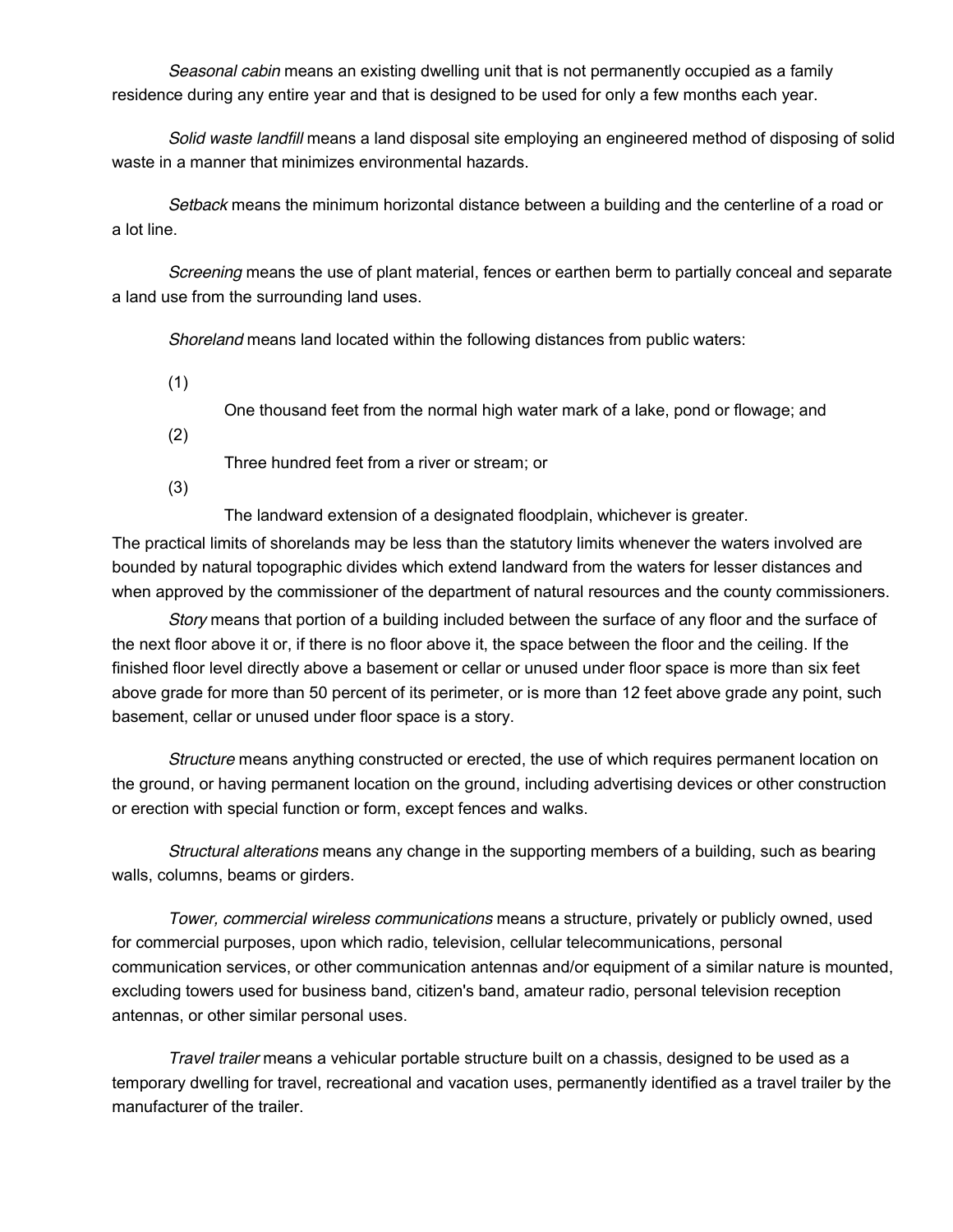*Seasonal cabin* means an existing dwelling unit that is not permanently occupied as a family residence during any entire year and that is designed to be used for only a few months each year.

*Solid waste landfill* means a land disposal site employing an engineered method of disposing of solid waste in a manner that minimizes environmental hazards.

*Setback* means the minimum horizontal distance between a building and the centerline of a road or a lot line.

*Screening* means the use of plant material, fences or earthen berm to partially conceal and separate a land use from the surrounding land uses.

*Shoreland* means land located within the following distances from public waters:

(1) One thousand feet from the normal high water mark of a lake, pond or flowage; and

(2) Three hundred feet from a river or stream; or

(3) The landward extension of a designated floodplain, whichever is greater.

The practical limits of shorelands may be less than the statutory limits whenever the waters involved are bounded by natural topographic divides which extend landward from the waters for lesser distances and when approved by the commissioner of the department of natural resources and the county commissioners.

*Story* means that portion of a building included between the surface of any floor and the surface of the next floor above it or, if there is no floor above it, the space between the floor and the ceiling. If the finished floor level directly above a basement or cellar or unused under floor space is more than six feet above grade for more than 50 percent of its perimeter, or is more than 12 feet above grade any point, such basement, cellar or unused under floor space is a story.

*Structure* means anything constructed or erected, the use of which requires permanent location on the ground, or having permanent location on the ground, including advertising devices or other construction or erection with special function or form, except fences and walks.

*Structural alterations* means any change in the supporting members of a building, such as bearing walls, columns, beams or girders.

*Tower, commercial wireless communications* means a structure, privately or publicly owned, used for commercial purposes, upon which radio, television, cellular telecommunications, personal communication services, or other communication antennas and/or equipment of a similar nature is mounted, excluding towers used for business band, citizen's band, amateur radio, personal television reception antennas, or other similar personal uses.

*Travel trailer* means a vehicular portable structure built on a chassis, designed to be used as a temporary dwelling for travel, recreational and vacation uses, permanently identified as a travel trailer by the manufacturer of the trailer.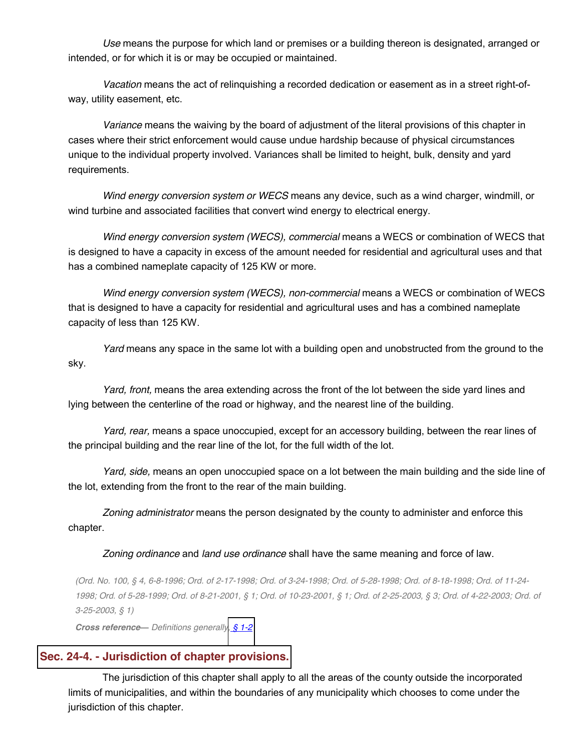*Use* means the purpose for which land or premises or a building thereon is designated, arranged or intended, or for which it is or may be occupied or maintained.

*Vacation* means the act of relinquishing a recorded dedication or easement as in a street right-of-way, utility easement, etc.

*Variance* means the waiving by the board of adjustment of the literal provisions of this chapter in cases where their strict enforcement would cause undue hardship because of physical circumstances unique to the individual property involved. Variances shall be limited to height, bulk, density and yard requirements.

*Wind energy conversion system or WECS* means any device, such as a wind charger, windmill, or wind turbine and associated facilities that convert wind energy to electrical energy.

*Wind energy conversion system (WECS), commercial* means a WECS or combination of WECS that is designed to have a capacity in excess of the amount needed for residential and agricultural uses and that has a combined nameplate capacity of 125 KW or more.

*Wind energy conversion system (WECS), non-commercial* means a WECS or combination of WECS that is designed to have a capacity for residential and agricultural uses and has a combined nameplate capacity of less than 125 KW.

*Yard* means any space in the same lot with a building open and unobstructed from the ground to the sky.

*Yard, front,* means the area extending across the front of the lot between the side yard lines and lying between the centerline of the road or highway, and the nearest line of the building.

*Yard, rear,* means a space unoccupied, except for an accessory building, between the rear lines of the principal building and the rear line of the lot, for the full width of the lot.

*Yard, side,* means an open unoccupied space on a lot between the main building and the side line of the lot, extending from the front to the rear of the main building.

*Zoning administrator* means the person designated by the county to administer and enforce this chapter.

*Zoning ordinance* and *land use ordinance* shall have the same meaning and force of law.

*(Ord. No. 100, § 4, 6-8-1996; Ord. of 2-17-1998; Ord. of 3-24-1998; Ord. of 5-28-1998; Ord. of 8-18-1998; Ord. of 11-24-1998; Ord. of 5-28-1999; Ord. of 8-21-2001, § 1; Ord. of 10-23-2001, § 1; Ord. of 2-25-2003, § 3; Ord. of 4-22-2003; Ord. of 3-25-2003, § 1)*

***Cross reference***— *Definitions generally, § 1-2*

## Sec. 24-4. - Jurisdiction of chapter provisions.

The jurisdiction of this chapter shall apply to all the areas of the county outside the incorporated limits of municipalities, and within the boundaries of any municipality which chooses to come under the jurisdiction of this chapter.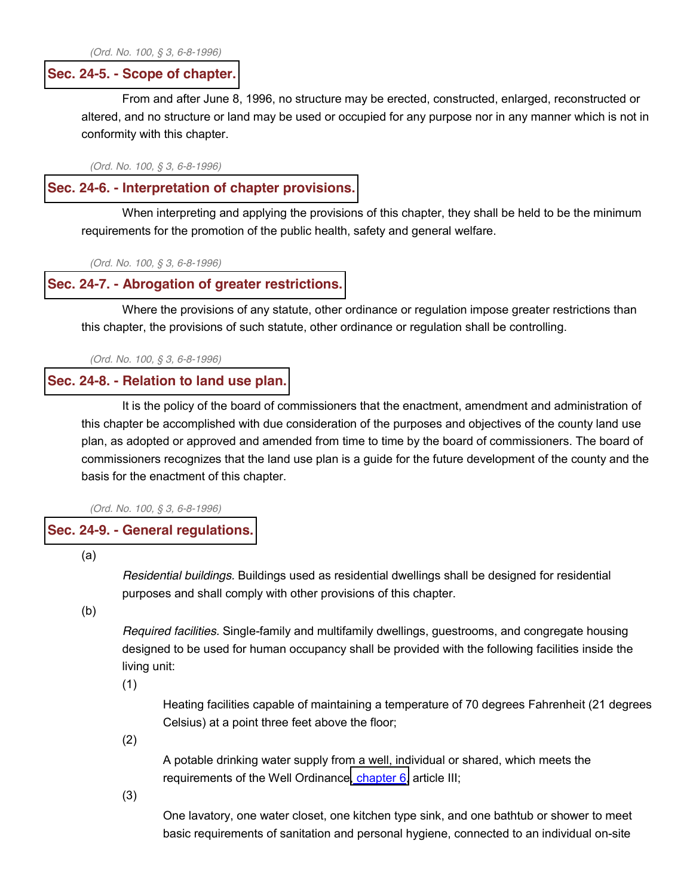*(Ord. No. 100, § 3, 6-8-1996)*

## Sec. 24-5. - Scope of chapter.

From and after June 8, 1996, no structure may be erected, constructed, enlarged, reconstructed or altered, and no structure or land may be used or occupied for any purpose nor in any manner which is not in conformity with this chapter.

*(Ord. No. 100, § 3, 6-8-1996)*

## Sec. 24-6. - Interpretation of chapter provisions.

When interpreting and applying the provisions of this chapter, they shall be held to be the minimum requirements for the promotion of the public health, safety and general welfare.

*(Ord. No. 100, § 3, 6-8-1996)*

## Sec. 24-7. - Abrogation of greater restrictions.

Where the provisions of any statute, other ordinance or regulation impose greater restrictions than this chapter, the provisions of such statute, other ordinance or regulation shall be controlling.

*(Ord. No. 100, § 3, 6-8-1996)*

## Sec. 24-8. - Relation to land use plan.

It is the policy of the board of commissioners that the enactment, amendment and administration of this chapter be accomplished with due consideration of the purposes and objectives of the county land use plan, as adopted or approved and amended from time to time by the board of commissioners. The board of commissioners recognizes that the land use plan is a guide for the future development of the county and the basis for the enactment of this chapter.

*(Ord. No. 100, § 3, 6-8-1996)*

## Sec. 24-9. - General regulations.

(a)

*Residential buildings.* Buildings used as residential dwellings shall be designed for residential purposes and shall comply with other provisions of this chapter.

(b)

*Required facilities.* Single-family and multifamily dwellings, guestrooms, and congregate housing designed to be used for human occupancy shall be provided with the following facilities inside the living unit:

(1)

Heating facilities capable of maintaining a temperature of 70 degrees Fahrenheit (21 degrees Celsius) at a point three feet above the floor;

(2)

A potable drinking water supply from a well, individual or shared, which meets the requirements of the Well Ordinance, chapter 6, article III;

(3)

One lavatory, one water closet, one kitchen type sink, and one bathtub or shower to meet basic requirements of sanitation and personal hygiene, connected to an individual on-site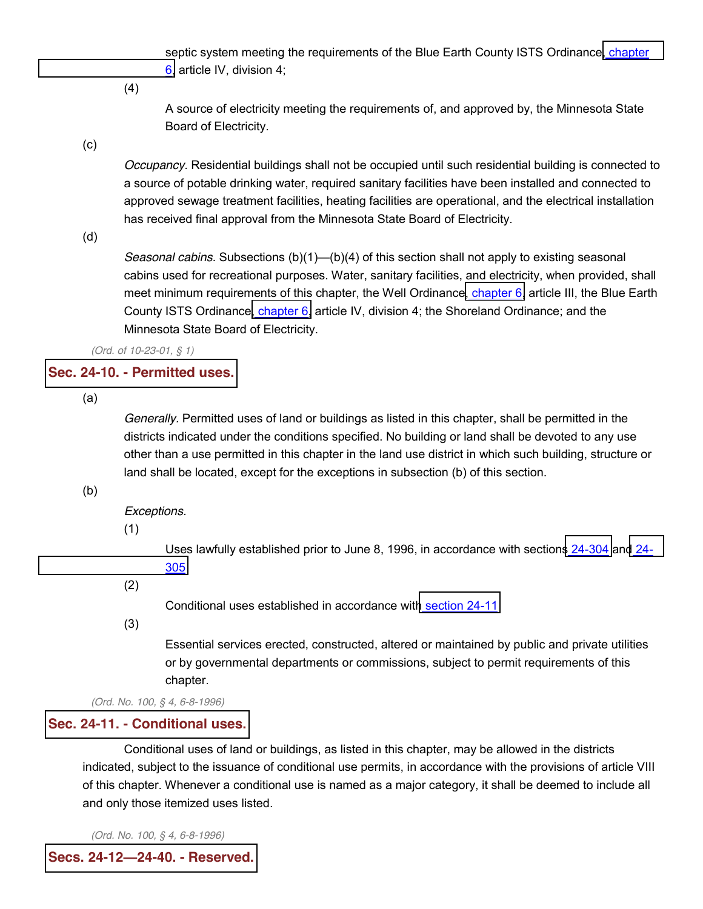septic system meeting the requirements of the Blue Earth County ISTS Ordinance, chapter 6, article IV, division 4;

(4)

A source of electricity meeting the requirements of, and approved by, the Minnesota State Board of Electricity.

(c)

*Occupancy.* Residential buildings shall not be occupied until such residential building is connected to a source of potable drinking water, required sanitary facilities have been installed and connected to approved sewage treatment facilities, heating facilities are operational, and the electrical installation has received final approval from the Minnesota State Board of Electricity.

(d)

*Seasonal cabins.* Subsections (b)(1)—(b)(4) of this section shall not apply to existing seasonal cabins used for recreational purposes. Water, sanitary facilities, and electricity, when provided, shall meet minimum requirements of this chapter, the Well Ordinance, chapter 6, article III, the Blue Earth County ISTS Ordinance, chapter 6, article IV, division 4; the Shoreland Ordinance; and the Minnesota State Board of Electricity.

*(Ord. of 10-23-01, § 1)*

## Sec. 24-10. - Permitted uses.

(a)

*Generally.* Permitted uses of land or buildings as listed in this chapter, shall be permitted in the districts indicated under the conditions specified. No building or land shall be devoted to any use other than a use permitted in this chapter in the land use district in which such building, structure or land shall be located, except for the exceptions in subsection (b) of this section.

(b)

*Exceptions.*

(1)

Uses lawfully established prior to June 8, 1996, in accordance with sections 24-304 and 24-305.

(2)

Conditional uses established in accordance with section 24-11.

(3)

Essential services erected, constructed, altered or maintained by public and private utilities or by governmental departments or commissions, subject to permit requirements of this chapter.

*(Ord. No. 100, § 4, 6-8-1996)*

## Sec. 24-11. - Conditional uses.

Conditional uses of land or buildings, as listed in this chapter, may be allowed in the districts indicated, subject to the issuance of conditional use permits, in accordance with the provisions of article VIII of this chapter. Whenever a conditional use is named as a major category, it shall be deemed to include all and only those itemized uses listed.

*(Ord. No. 100, § 4, 6-8-1996)*

## Secs. 24-12—24-40. - Reserved.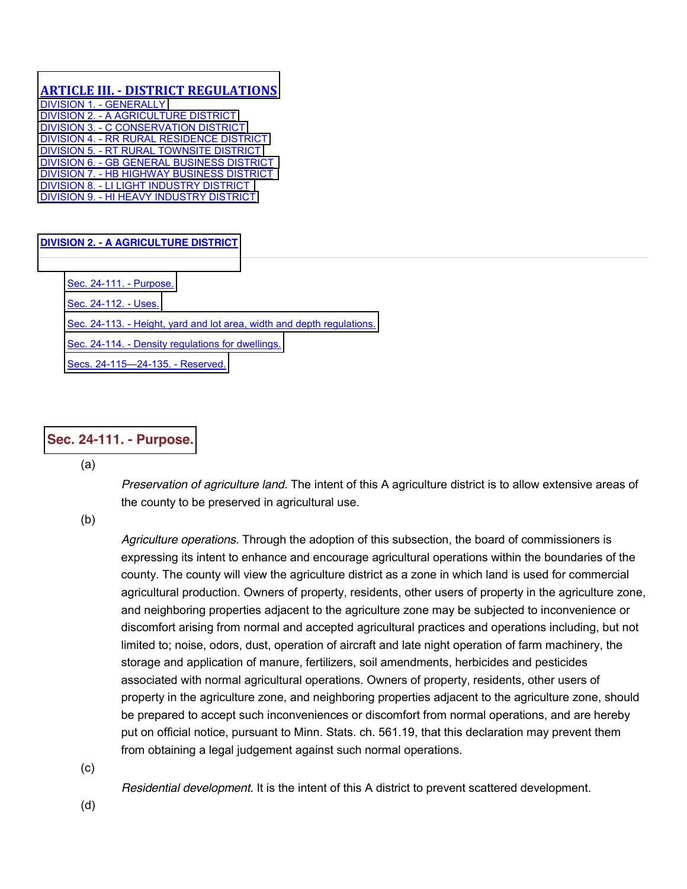## ARTICLE III. - DISTRICT REGULATIONS

DIVISION 1. - GENERALLY
DIVISION 2. - A AGRICULTURE DISTRICT
DIVISION 3. - C CONSERVATION DISTRICT
DIVISION 4. - RR RURAL RESIDENCE DISTRICT
DIVISION 5. - RT RURAL TOWNSITE DISTRICT
DIVISION 6. - GB GENERAL BUSINESS DISTRICT
DIVISION 7. - HB HIGHWAY BUSINESS DISTRICT
DIVISION 8. - LI LIGHT INDUSTRY DISTRICT
DIVISION 9. - HI HEAVY INDUSTRY DISTRICT

### DIVISION 2. - A AGRICULTURE DISTRICT

Sec. 24-111. - Purpose.
Sec. 24-112. - Uses.
Sec. 24-113. - Height, yard and lot area, width and depth regulations.
Sec. 24-114. - Density regulations for dwellings.
Secs. 24-115—24-135. - Reserved.

#### Sec. 24-111. - Purpose.

(a)

*Preservation of agriculture land.* The intent of this A agriculture district is to allow extensive areas of the county to be preserved in agricultural use.

(b)

*Agriculture operations.* Through the adoption of this subsection, the board of commissioners is expressing its intent to enhance and encourage agricultural operations within the boundaries of the county. The county will view the agriculture district as a zone in which land is used for commercial agricultural production. Owners of property, residents, other users of property in the agriculture zone, and neighboring properties adjacent to the agriculture zone may be subjected to inconvenience or discomfort arising from normal and accepted agricultural practices and operations including, but not limited to; noise, odors, dust, operation of aircraft and late night operation of farm machinery, the storage and application of manure, fertilizers, soil amendments, herbicides and pesticides associated with normal agricultural operations. Owners of property, residents, other users of property in the agriculture zone, and neighboring properties adjacent to the agriculture zone, should be prepared to accept such inconveniences or discomfort from normal operations, and are hereby put on official notice, pursuant to Minn. Stats. ch. 561.19, that this declaration may prevent them from obtaining a legal judgement against such normal operations.

(c)

*Residential development.* It is the intent of this A district to prevent scattered development.

(d)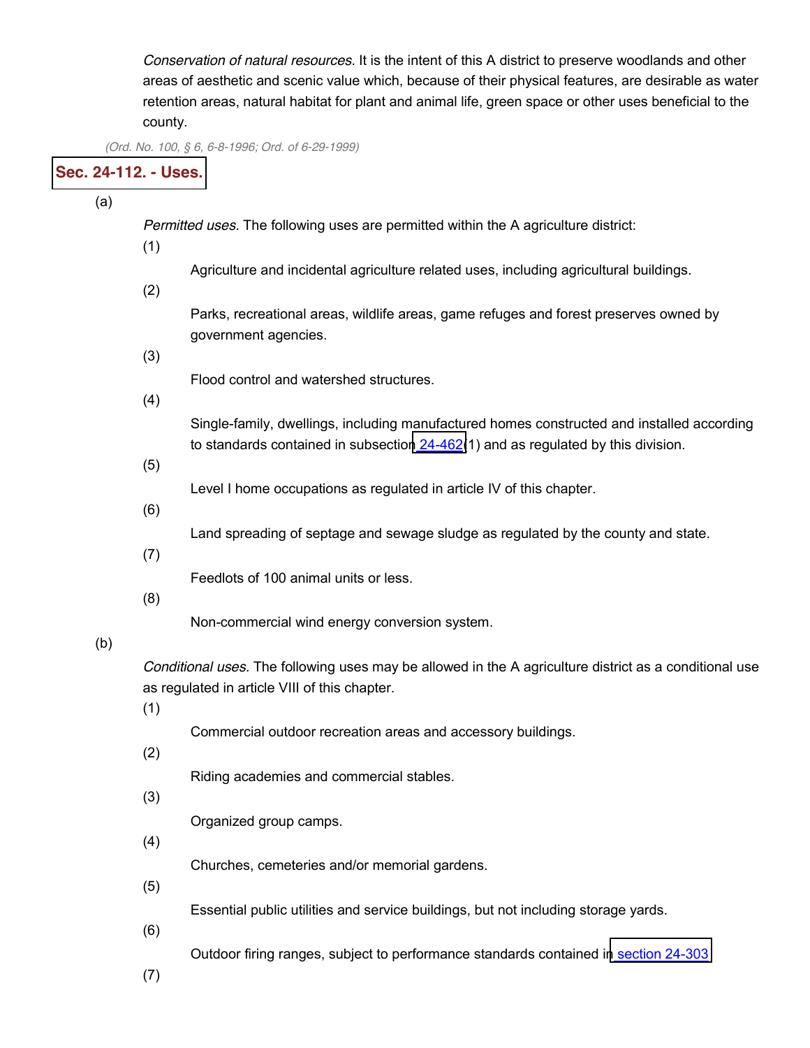*Conservation of natural resources.* It is the intent of this A district to preserve woodlands and other areas of aesthetic and scenic value which, because of their physical features, are desirable as water retention areas, natural habitat for plant and animal life, green space or other uses beneficial to the county.

*(Ord. No. 100, § 6, 6-8-1996; Ord. of 6-29-1999)*

## Sec. 24-112. - Uses.

(a)

*Permitted uses.* The following uses are permitted within the A agriculture district:

(1)

Agriculture and incidental agriculture related uses, including agricultural buildings.

(2)

Parks, recreational areas, wildlife areas, game refuges and forest preserves owned by government agencies.

(3)

Flood control and watershed structures.

(4)

Single-family, dwellings, including manufactured homes constructed and installed according to standards contained in subsection 24-462(1) and as regulated by this division.

(5)

Level I home occupations as regulated in article IV of this chapter.

(6)

Land spreading of septage and sewage sludge as regulated by the county and state.

(7)

Feedlots of 100 animal units or less.

(8)

Non-commercial wind energy conversion system.

(b)

*Conditional uses.* The following uses may be allowed in the A agriculture district as a conditional use as regulated in article VIII of this chapter.

(1)

Commercial outdoor recreation areas and accessory buildings.

(2)

Riding academies and commercial stables.

(3)

Organized group camps.

(4)

Churches, cemeteries and/or memorial gardens.

(5)

Essential public utilities and service buildings, but not including storage yards.

(6)

Outdoor firing ranges, subject to performance standards contained in section 24-303

(7)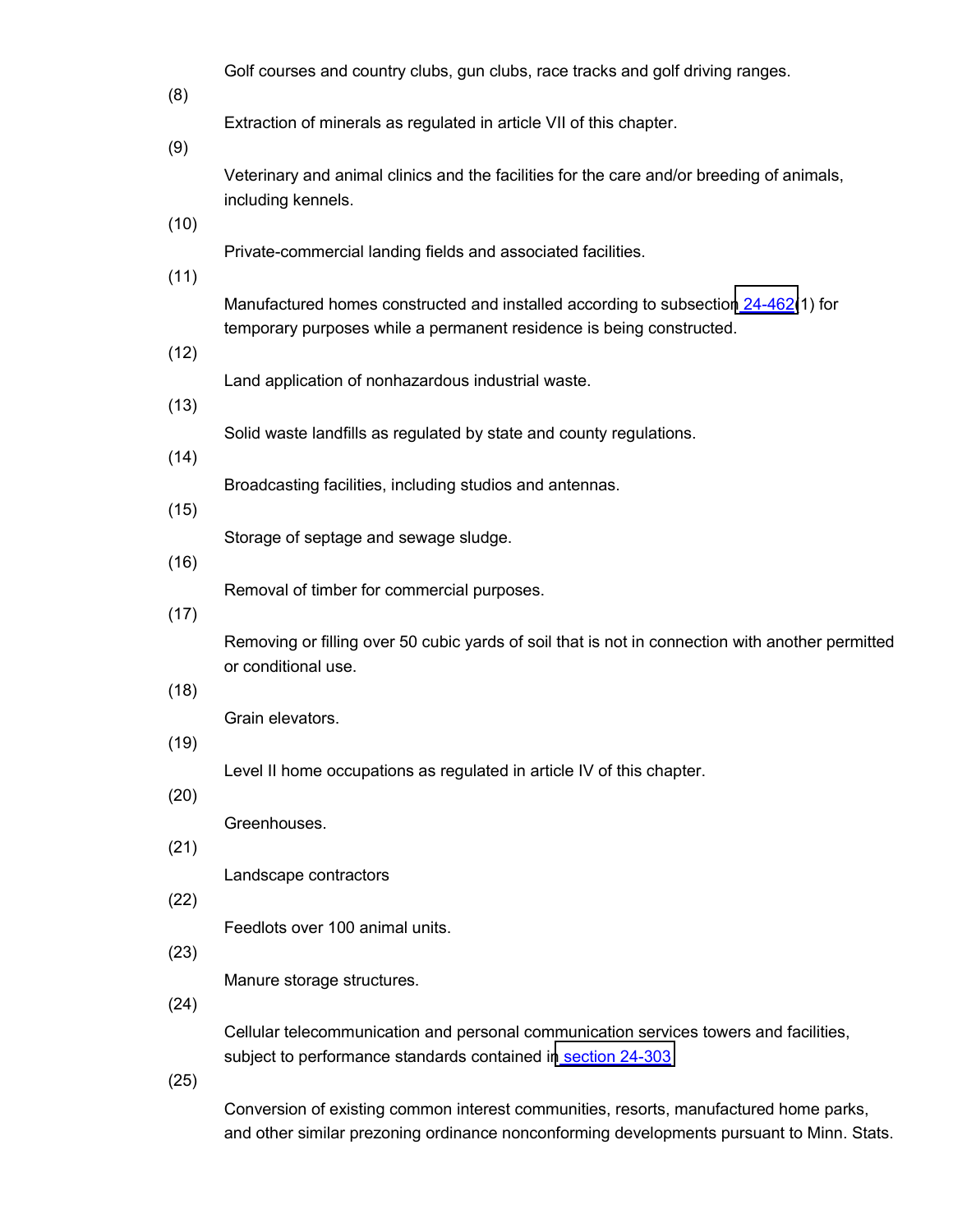Golf courses and country clubs, gun clubs, race tracks and golf driving ranges.

(8) Extraction of minerals as regulated in article VII of this chapter.

(9) Veterinary and animal clinics and the facilities for the care and/or breeding of animals, including kennels.

(10) Private-commercial landing fields and associated facilities.

(11) Manufactured homes constructed and installed according to subsection 24-462(1) for temporary purposes while a permanent residence is being constructed.

(12) Land application of nonhazardous industrial waste.

(13) Solid waste landfills as regulated by state and county regulations.

(14) Broadcasting facilities, including studios and antennas.

(15) Storage of septage and sewage sludge.

(16) Removal of timber for commercial purposes.

(17) Removing or filling over 50 cubic yards of soil that is not in connection with another permitted or conditional use.

(18) Grain elevators.

(19) Level II home occupations as regulated in article IV of this chapter.

(20) Greenhouses.

(21) Landscape contractors

(22) Feedlots over 100 animal units.

(23) Manure storage structures.

(24) Cellular telecommunication and personal communication services towers and facilities, subject to performance standards contained in section 24-303.

(25) Conversion of existing common interest communities, resorts, manufactured home parks, and other similar prezoning ordinance nonconforming developments pursuant to Minn. Stats.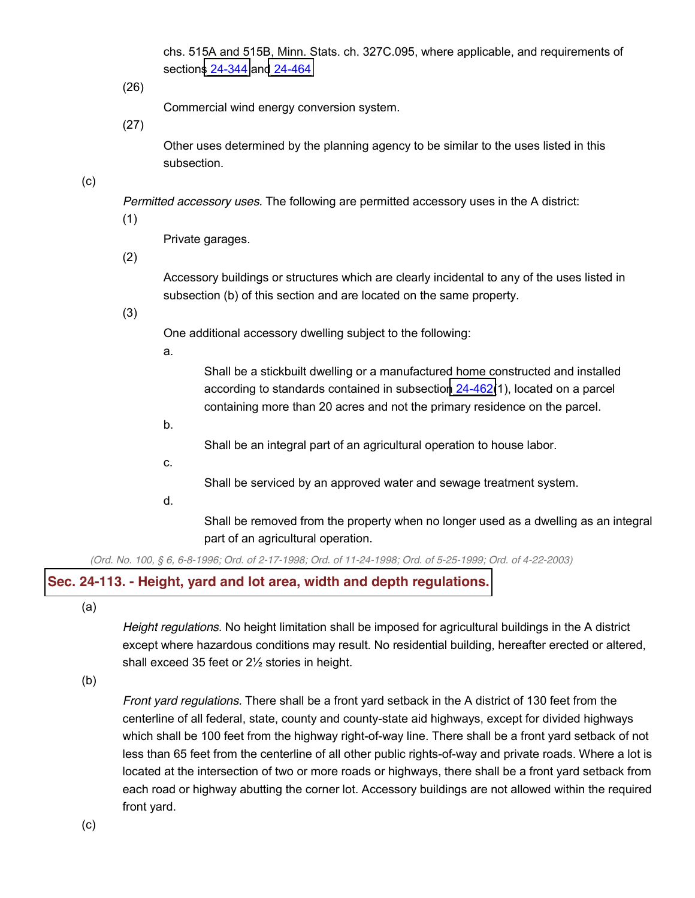chs. 515A and 515B, Minn. Stats. ch. 327C.095, where applicable, and requirements of sections 24-344 and 24-464.

(26)

Commercial wind energy conversion system.

(27)

Other uses determined by the planning agency to be similar to the uses listed in this subsection.

(c)

*Permitted accessory uses.* The following are permitted accessory uses in the A district:

(1)

Private garages.

(2)

Accessory buildings or structures which are clearly incidental to any of the uses listed in subsection (b) of this section and are located on the same property.

(3)

One additional accessory dwelling subject to the following:

a.

Shall be a stickbuilt dwelling or a manufactured home constructed and installed according to standards contained in subsection 24-462(1), located on a parcel containing more than 20 acres and not the primary residence on the parcel.

b.

Shall be an integral part of an agricultural operation to house labor.

c.

Shall be serviced by an approved water and sewage treatment system.

d.

Shall be removed from the property when no longer used as a dwelling as an integral part of an agricultural operation.

*(Ord. No. 100, § 6, 6-8-1996; Ord. of 2-17-1998; Ord. of 11-24-1998; Ord. of 5-25-1999; Ord. of 4-22-2003)*

## Sec. 24-113. - Height, yard and lot area, width and depth regulations.

(a)

*Height regulations.* No height limitation shall be imposed for agricultural buildings in the A district except where hazardous conditions may result. No residential building, hereafter erected or altered, shall exceed 35 feet or 2½ stories in height.

(b)

*Front yard regulations.* There shall be a front yard setback in the A district of 130 feet from the centerline of all federal, state, county and county-state aid highways, except for divided highways which shall be 100 feet from the highway right-of-way line. There shall be a front yard setback of not less than 65 feet from the centerline of all other public rights-of-way and private roads. Where a lot is located at the intersection of two or more roads or highways, there shall be a front yard setback from each road or highway abutting the corner lot. Accessory buildings are not allowed within the required front yard.

(c)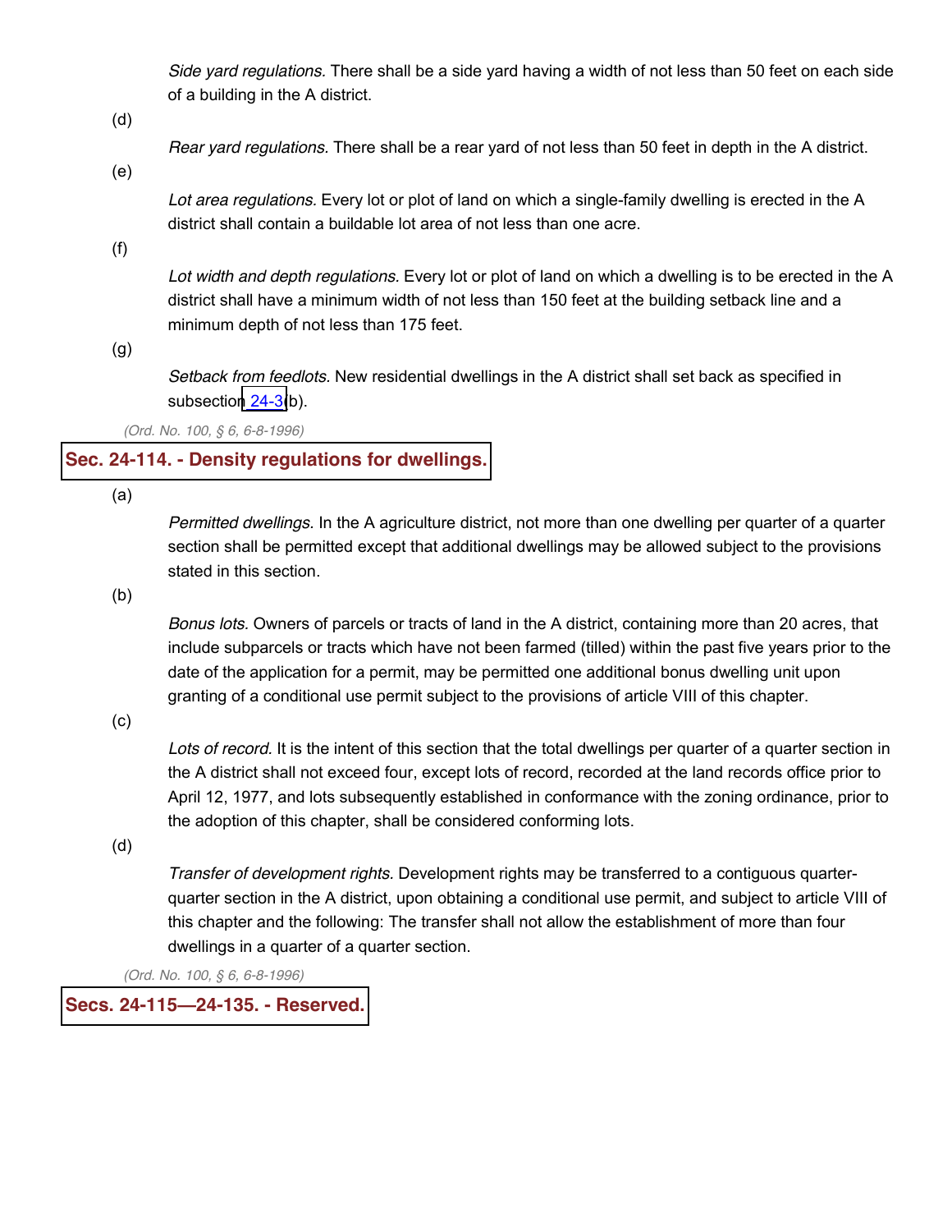*Side yard regulations.* There shall be a side yard having a width of not less than 50 feet on each side of a building in the A district.

(d)

*Rear yard regulations.* There shall be a rear yard of not less than 50 feet in depth in the A district.

(e)

*Lot area regulations.* Every lot or plot of land on which a single-family dwelling is erected in the A district shall contain a buildable lot area of not less than one acre.

(f)

*Lot width and depth regulations.* Every lot or plot of land on which a dwelling is to be erected in the A district shall have a minimum width of not less than 150 feet at the building setback line and a minimum depth of not less than 175 feet.

(g)

*Setback from feedlots.* New residential dwellings in the A district shall set back as specified in subsection 24-3(b).

*(Ord. No. 100, § 6, 6-8-1996)*

## Sec. 24-114. - Density regulations for dwellings.

(a)

*Permitted dwellings.* In the A agriculture district, not more than one dwelling per quarter of a quarter section shall be permitted except that additional dwellings may be allowed subject to the provisions stated in this section.

(b)

*Bonus lots.* Owners of parcels or tracts of land in the A district, containing more than 20 acres, that include subparcels or tracts which have not been farmed (tilled) within the past five years prior to the date of the application for a permit, may be permitted one additional bonus dwelling unit upon granting of a conditional use permit subject to the provisions of article VIII of this chapter.

(c)

*Lots of record.* It is the intent of this section that the total dwellings per quarter of a quarter section in the A district shall not exceed four, except lots of record, recorded at the land records office prior to April 12, 1977, and lots subsequently established in conformance with the zoning ordinance, prior to the adoption of this chapter, shall be considered conforming lots.

(d)

*Transfer of development rights.* Development rights may be transferred to a contiguous quarter-quarter section in the A district, upon obtaining a conditional use permit, and subject to article VIII of this chapter and the following: The transfer shall not allow the establishment of more than four dwellings in a quarter of a quarter section.

*(Ord. No. 100, § 6, 6-8-1996)*

## Secs. 24-115—24-135. - Reserved.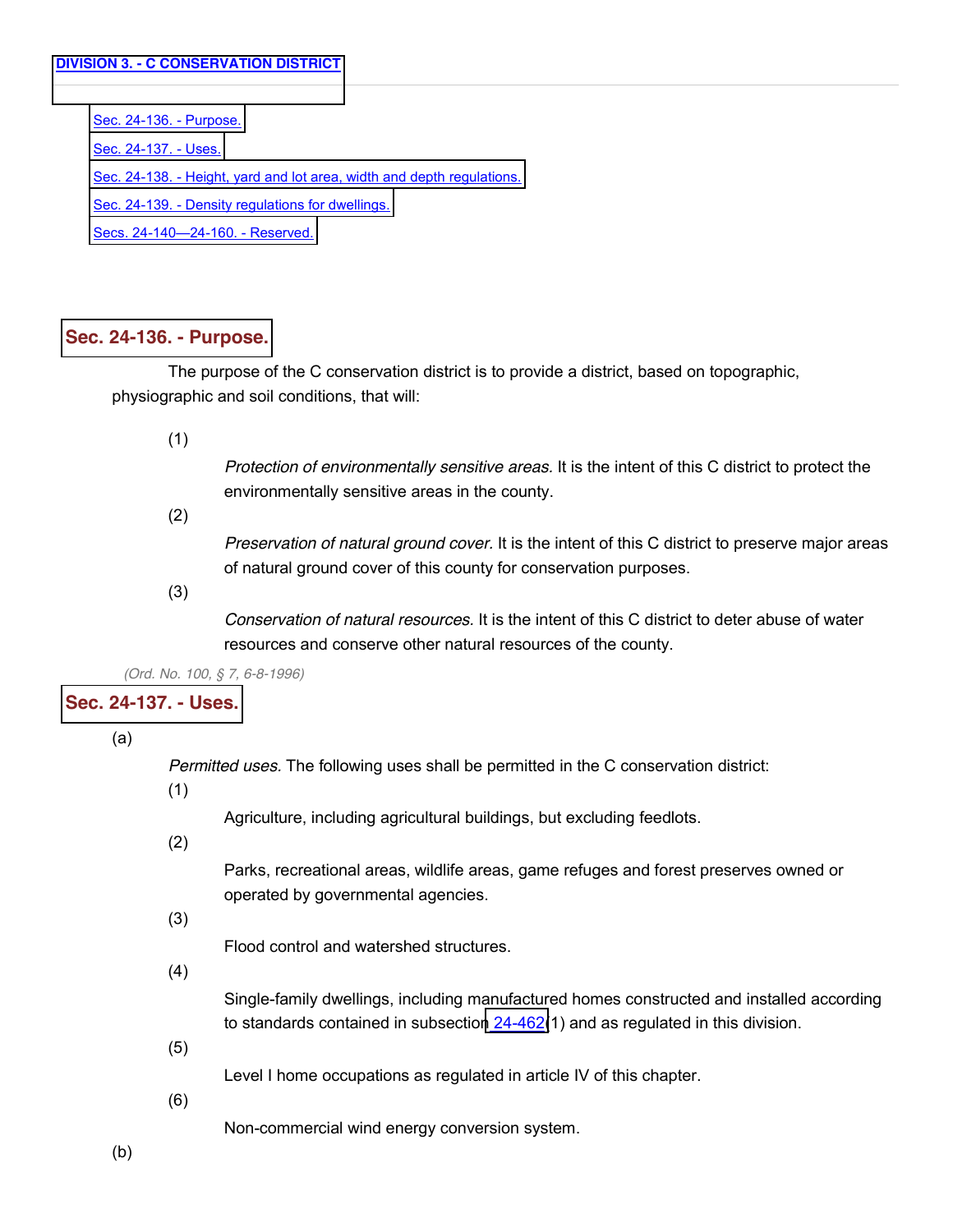## DIVISION 3. - C CONSERVATION DISTRICT

- Sec. 24-136. - Purpose.
- Sec. 24-137. - Uses.
- Sec. 24-138. - Height, yard and lot area, width and depth regulations.
- Sec. 24-139. - Density regulations for dwellings.
- Secs. 24-140—24-160. - Reserved.

### Sec. 24-136. - Purpose.

The purpose of the C conservation district is to provide a district, based on topographic, physiographic and soil conditions, that will:

(1) *Protection of environmentally sensitive areas.* It is the intent of this C district to protect the environmentally sensitive areas in the county.

(2) *Preservation of natural ground cover.* It is the intent of this C district to preserve major areas of natural ground cover of this county for conservation purposes.

(3) *Conservation of natural resources.* It is the intent of this C district to deter abuse of water resources and conserve other natural resources of the county.

*(Ord. No. 100, § 7, 6-8-1996)*

### Sec. 24-137. - Uses.

(a) *Permitted uses.* The following uses shall be permitted in the C conservation district:

(1) Agriculture, including agricultural buildings, but excluding feedlots.

(2) Parks, recreational areas, wildlife areas, game refuges and forest preserves owned or operated by governmental agencies.

(3) Flood control and watershed structures.

(4) Single-family dwellings, including manufactured homes constructed and installed according to standards contained in subsection 24-462(1) and as regulated in this division.

(5) Level I home occupations as regulated in article IV of this chapter.

(6) Non-commercial wind energy conversion system.

(b)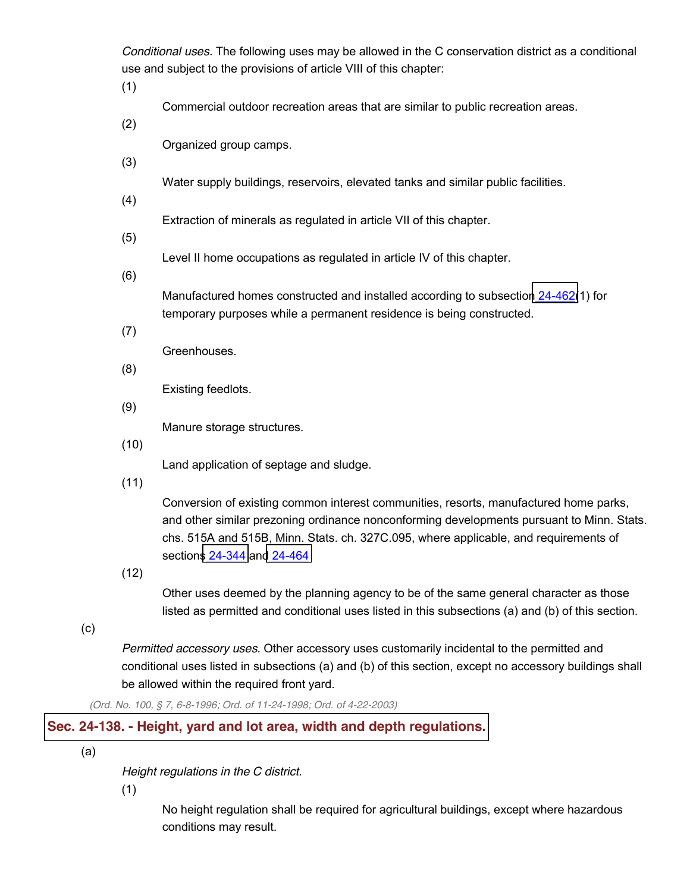*Conditional uses.* The following uses may be allowed in the C conservation district as a conditional use and subject to the provisions of article VIII of this chapter:

(1) Commercial outdoor recreation areas that are similar to public recreation areas.

(2) Organized group camps.

(3) Water supply buildings, reservoirs, elevated tanks and similar public facilities.

(4) Extraction of minerals as regulated in article VII of this chapter.

(5) Level II home occupations as regulated in article IV of this chapter.

(6) Manufactured homes constructed and installed according to subsection 24-462(1) for temporary purposes while a permanent residence is being constructed.

(7) Greenhouses.

(8) Existing feedlots.

(9) Manure storage structures.

(10) Land application of septage and sludge.

(11) Conversion of existing common interest communities, resorts, manufactured home parks, and other similar prezoning ordinance nonconforming developments pursuant to Minn. Stats. chs. 515A and 515B, Minn. Stats. ch. 327C.095, where applicable, and requirements of sections 24-344 and 24-464

(12) Other uses deemed by the planning agency to be of the same general character as those listed as permitted and conditional uses listed in this subsections (a) and (b) of this section.

(c) *Permitted accessory uses.* Other accessory uses customarily incidental to the permitted and conditional uses listed in subsections (a) and (b) of this section, except no accessory buildings shall be allowed within the required front yard.

*(Ord. No. 100, § 7, 6-8-1996; Ord. of 11-24-1998; Ord. of 4-22-2003)*

## Sec. 24-138. - Height, yard and lot area, width and depth regulations.

(a) *Height regulations in the C district.*

(1) No height regulation shall be required for agricultural buildings, except where hazardous conditions may result.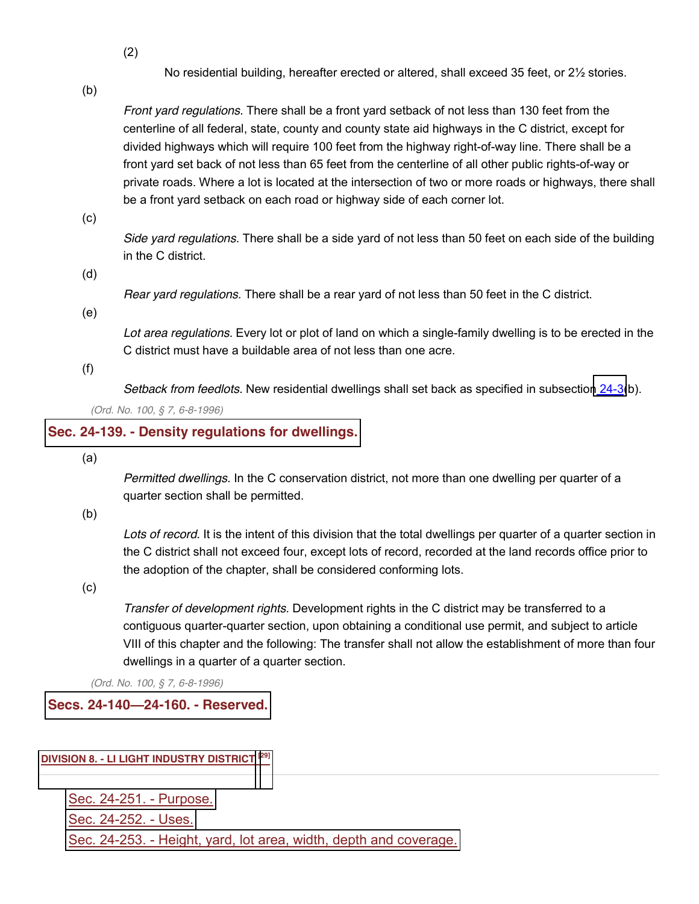(2)

No residential building, hereafter erected or altered, shall exceed 35 feet, or 2½ stories.

(b)

*Front yard regulations.* There shall be a front yard setback of not less than 130 feet from the centerline of all federal, state, county and county state aid highways in the C district, except for divided highways which will require 100 feet from the highway right-of-way line. There shall be a front yard set back of not less than 65 feet from the centerline of all other public rights-of-way or private roads. Where a lot is located at the intersection of two or more roads or highways, there shall be a front yard setback on each road or highway side of each corner lot.

(c)

*Side yard regulations.* There shall be a side yard of not less than 50 feet on each side of the building in the C district.

(d)

*Rear yard regulations.* There shall be a rear yard of not less than 50 feet in the C district.

(e)

*Lot area regulations.* Every lot or plot of land on which a single-family dwelling is to be erected in the C district must have a buildable area of not less than one acre.

(f)

*Setback from feedlots.* New residential dwellings shall set back as specified in subsection 24-3(b).

*(Ord. No. 100, § 7, 6-8-1996)*

## Sec. 24-139. - Density regulations for dwellings.

(a)

*Permitted dwellings.* In the C conservation district, not more than one dwelling per quarter of a quarter section shall be permitted.

(b)

*Lots of record.* It is the intent of this division that the total dwellings per quarter of a quarter section in the C district shall not exceed four, except lots of record, recorded at the land records office prior to the adoption of the chapter, shall be considered conforming lots.

(c)

*Transfer of development rights.* Development rights in the C district may be transferred to a contiguous quarter-quarter section, upon obtaining a conditional use permit, and subject to article VIII of this chapter and the following: The transfer shall not allow the establishment of more than four dwellings in a quarter of a quarter section.

*(Ord. No. 100, § 7, 6-8-1996)*

## Secs. 24-140—24-160. - Reserved.

### DIVISION 8. - LI LIGHT INDUSTRY DISTRICT[29]

Sec. 24-251. - Purpose.

Sec. 24-252. - Uses.

Sec. 24-253. - Height, yard, lot area, width, depth and coverage.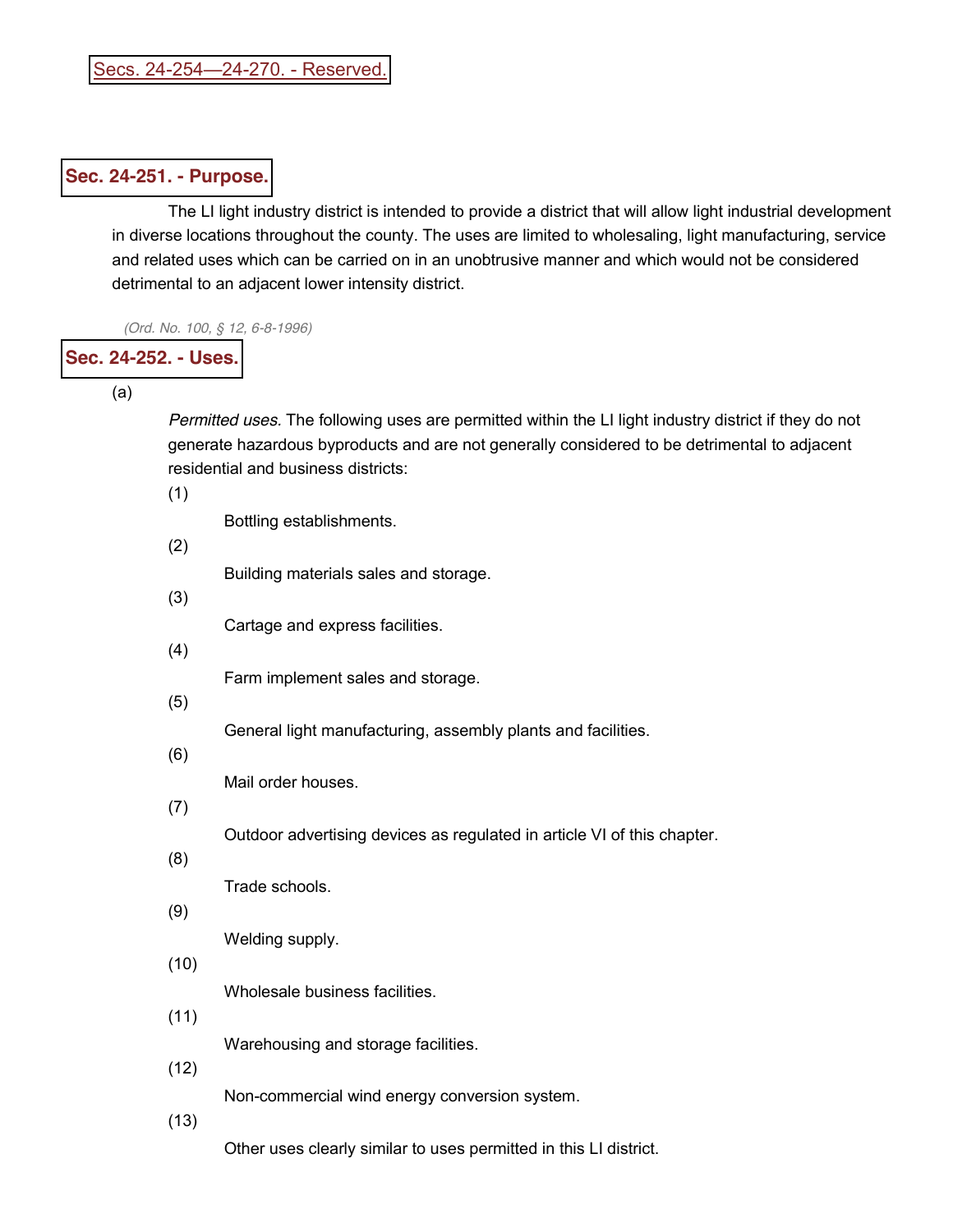## Secs. 24-254—24-270. - Reserved.

## Sec. 24-251. - Purpose.

The LI light industry district is intended to provide a district that will allow light industrial development in diverse locations throughout the county. The uses are limited to wholesaling, light manufacturing, service and related uses which can be carried on in an unobtrusive manner and which would not be considered detrimental to an adjacent lower intensity district.

*(Ord. No. 100, § 12, 6-8-1996)*

## Sec. 24-252. - Uses.

(a) *Permitted uses.* The following uses are permitted within the LI light industry district if they do not generate hazardous byproducts and are not generally considered to be detrimental to adjacent residential and business districts:

(1) Bottling establishments.

(2) Building materials sales and storage.

(3) Cartage and express facilities.

(4) Farm implement sales and storage.

(5) General light manufacturing, assembly plants and facilities.

(6) Mail order houses.

(7) Outdoor advertising devices as regulated in article VI of this chapter.

(8) Trade schools.

(9) Welding supply.

(10) Wholesale business facilities.

(11) Warehousing and storage facilities.

(12) Non-commercial wind energy conversion system.

(13) Other uses clearly similar to uses permitted in this LI district.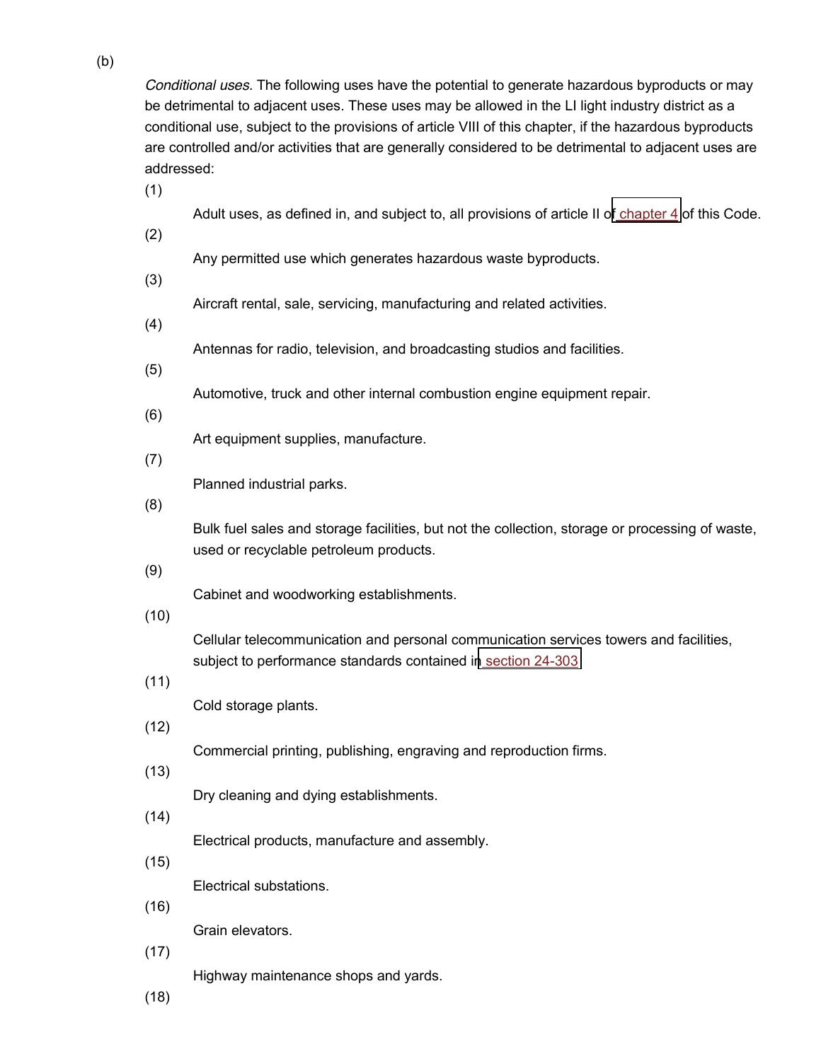(b)

*Conditional uses.* The following uses have the potential to generate hazardous byproducts or may be detrimental to adjacent uses. These uses may be allowed in the LI light industry district as a conditional use, subject to the provisions of article VIII of this chapter, if the hazardous byproducts are controlled and/or activities that are generally considered to be detrimental to adjacent uses are addressed:

(1) Adult uses, as defined in, and subject to, all provisions of article II of chapter 4 of this Code.

(2) Any permitted use which generates hazardous waste byproducts.

(3) Aircraft rental, sale, servicing, manufacturing and related activities.

(4) Antennas for radio, television, and broadcasting studios and facilities.

(5) Automotive, truck and other internal combustion engine equipment repair.

(6) Art equipment supplies, manufacture.

(7) Planned industrial parks.

(8) Bulk fuel sales and storage facilities, but not the collection, storage or processing of waste, used or recyclable petroleum products.

(9) Cabinet and woodworking establishments.

(10) Cellular telecommunication and personal communication services towers and facilities, subject to performance standards contained in section 24-303.

(11) Cold storage plants.

(12) Commercial printing, publishing, engraving and reproduction firms.

(13) Dry cleaning and dying establishments.

(14) Electrical products, manufacture and assembly.

(15) Electrical substations.

(16) Grain elevators.

(17) Highway maintenance shops and yards.

(18)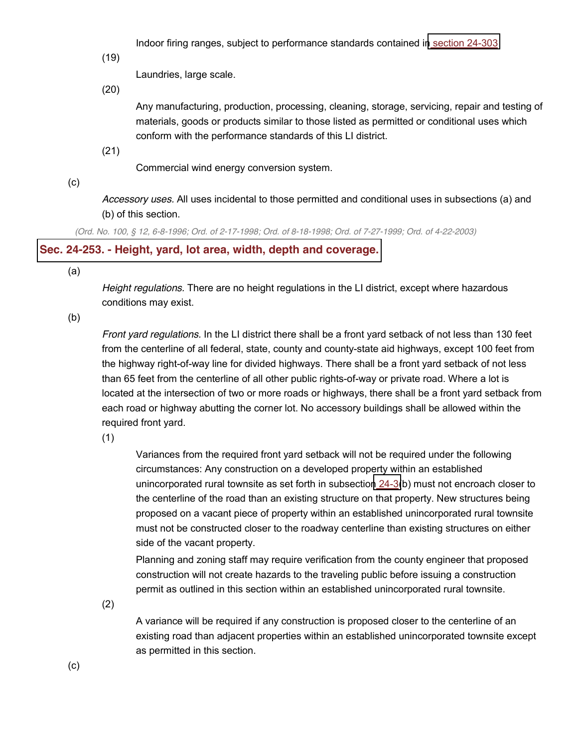Indoor firing ranges, subject to performance standards contained in section 24-303

(19) Laundries, large scale.

(20) Any manufacturing, production, processing, cleaning, storage, servicing, repair and testing of materials, goods or products similar to those listed as permitted or conditional uses which conform with the performance standards of this LI district.

(21) Commercial wind energy conversion system.

(c) *Accessory uses.* All uses incidental to those permitted and conditional uses in subsections (a) and (b) of this section.

*(Ord. No. 100, § 12, 6-8-1996; Ord. of 2-17-1998; Ord. of 8-18-1998; Ord. of 7-27-1999; Ord. of 4-22-2003)*

## Sec. 24-253. - Height, yard, lot area, width, depth and coverage.

(a) *Height regulations.* There are no height regulations in the LI district, except where hazardous conditions may exist.

(b) *Front yard regulations.* In the LI district there shall be a front yard setback of not less than 130 feet from the centerline of all federal, state, county and county-state aid highways, except 100 feet from the highway right-of-way line for divided highways. There shall be a front yard setback of not less than 65 feet from the centerline of all other public rights-of-way or private road. Where a lot is located at the intersection of two or more roads or highways, there shall be a front yard setback from each road or highway abutting the corner lot. No accessory buildings shall be allowed within the required front yard.

(1) Variances from the required front yard setback will not be required under the following circumstances: Any construction on a developed property within an established unincorporated rural townsite as set forth in subsection 24-3(b) must not encroach closer to the centerline of the road than an existing structure on that property. New structures being proposed on a vacant piece of property within an established unincorporated rural townsite must not be constructed closer to the roadway centerline than existing structures on either side of the vacant property.

Planning and zoning staff may require verification from the county engineer that proposed construction will not create hazards to the traveling public before issuing a construction permit as outlined in this section within an established unincorporated rural townsite.

(2) A variance will be required if any construction is proposed closer to the centerline of an existing road than adjacent properties within an established unincorporated townsite except as permitted in this section.

(c)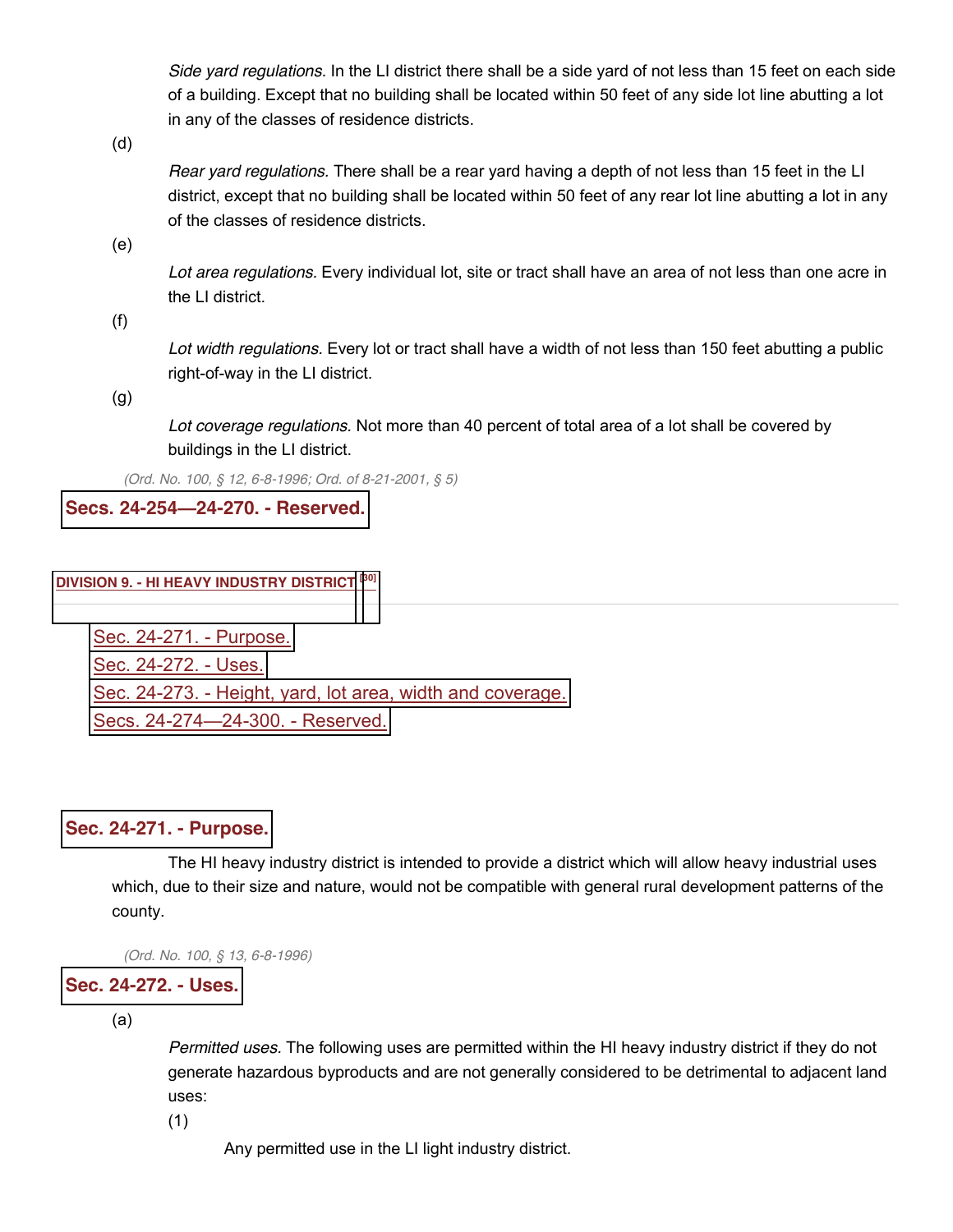*Side yard regulations.* In the LI district there shall be a side yard of not less than 15 feet on each side of a building. Except that no building shall be located within 50 feet of any side lot line abutting a lot in any of the classes of residence districts.

(d)

*Rear yard regulations.* There shall be a rear yard having a depth of not less than 15 feet in the LI district, except that no building shall be located within 50 feet of any rear lot line abutting a lot in any of the classes of residence districts.

(e)

*Lot area regulations.* Every individual lot, site or tract shall have an area of not less than one acre in the LI district.

(f)

*Lot width regulations.* Every lot or tract shall have a width of not less than 150 feet abutting a public right-of-way in the LI district.

(g)

*Lot coverage regulations.* Not more than 40 percent of total area of a lot shall be covered by buildings in the LI district.

*(Ord. No. 100, § 12, 6-8-1996; Ord. of 8-21-2001, § 5)*

## Secs. 24-254—24-270. - Reserved.

## DIVISION 9. - HI HEAVY INDUSTRY DISTRICT [30]

- Sec. 24-271. - Purpose.
- Sec. 24-272. - Uses.
- Sec. 24-273. - Height, yard, lot area, width and coverage.
- Secs. 24-274—24-300. - Reserved.

## Sec. 24-271. - Purpose.

The HI heavy industry district is intended to provide a district which will allow heavy industrial uses which, due to their size and nature, would not be compatible with general rural development patterns of the county.

*(Ord. No. 100, § 13, 6-8-1996)*

## Sec. 24-272. - Uses.

(a)

*Permitted uses.* The following uses are permitted within the HI heavy industry district if they do not generate hazardous byproducts and are not generally considered to be detrimental to adjacent land uses:

(1)

Any permitted use in the LI light industry district.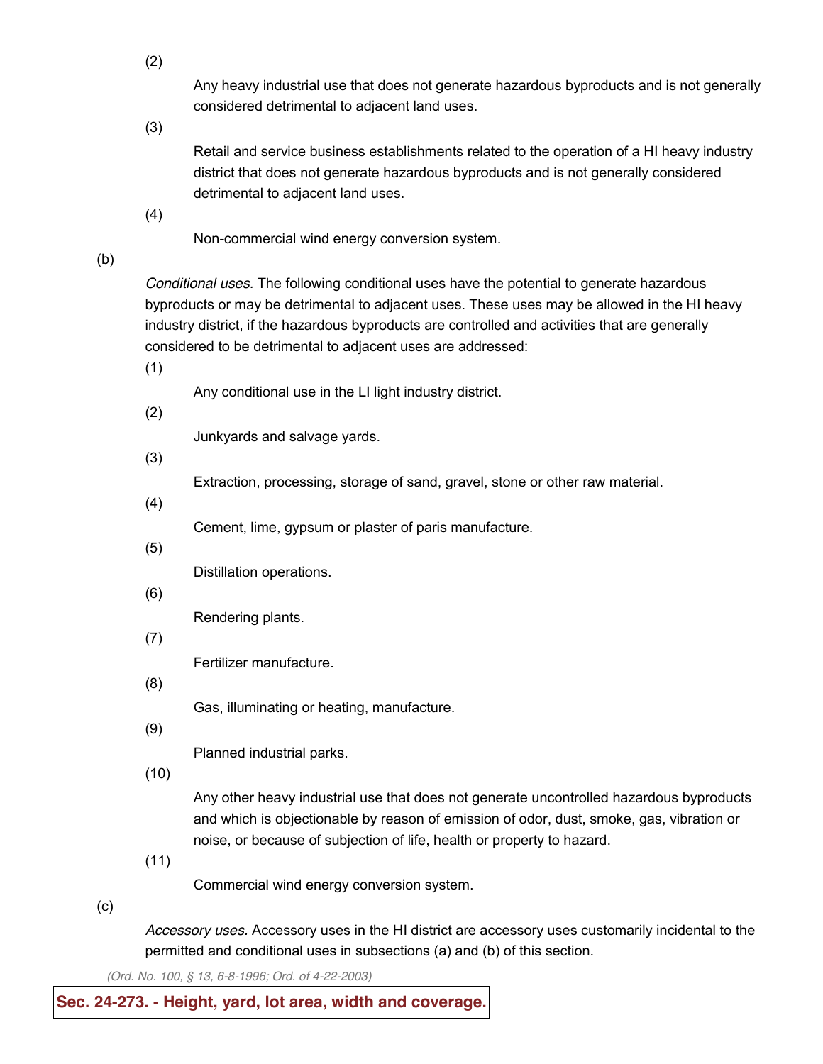(2) Any heavy industrial use that does not generate hazardous byproducts and is not generally considered detrimental to adjacent land uses.

(3) Retail and service business establishments related to the operation of a HI heavy industry district that does not generate hazardous byproducts and is not generally considered detrimental to adjacent land uses.

(4) Non-commercial wind energy conversion system.

(b) *Conditional uses*. The following conditional uses have the potential to generate hazardous byproducts or may be detrimental to adjacent uses. These uses may be allowed in the HI heavy industry district, if the hazardous byproducts are controlled and activities that are generally considered to be detrimental to adjacent uses are addressed:

(1) Any conditional use in the LI light industry district.

(2) Junkyards and salvage yards.

(3) Extraction, processing, storage of sand, gravel, stone or other raw material.

(4) Cement, lime, gypsum or plaster of paris manufacture.

(5) Distillation operations.

(6) Rendering plants.

(7) Fertilizer manufacture.

(8) Gas, illuminating or heating, manufacture.

(9) Planned industrial parks.

(10) Any other heavy industrial use that does not generate uncontrolled hazardous byproducts and which is objectionable by reason of emission of odor, dust, smoke, gas, vibration or noise, or because of subjection of life, health or property to hazard.

(11) Commercial wind energy conversion system.

(c) *Accessory uses*. Accessory uses in the HI district are accessory uses customarily incidental to the permitted and conditional uses in subsections (a) and (b) of this section.

*(Ord. No. 100, § 13, 6-8-1996; Ord. of 4-22-2003)*

## Sec. 24-273. - Height, yard, lot area, width and coverage.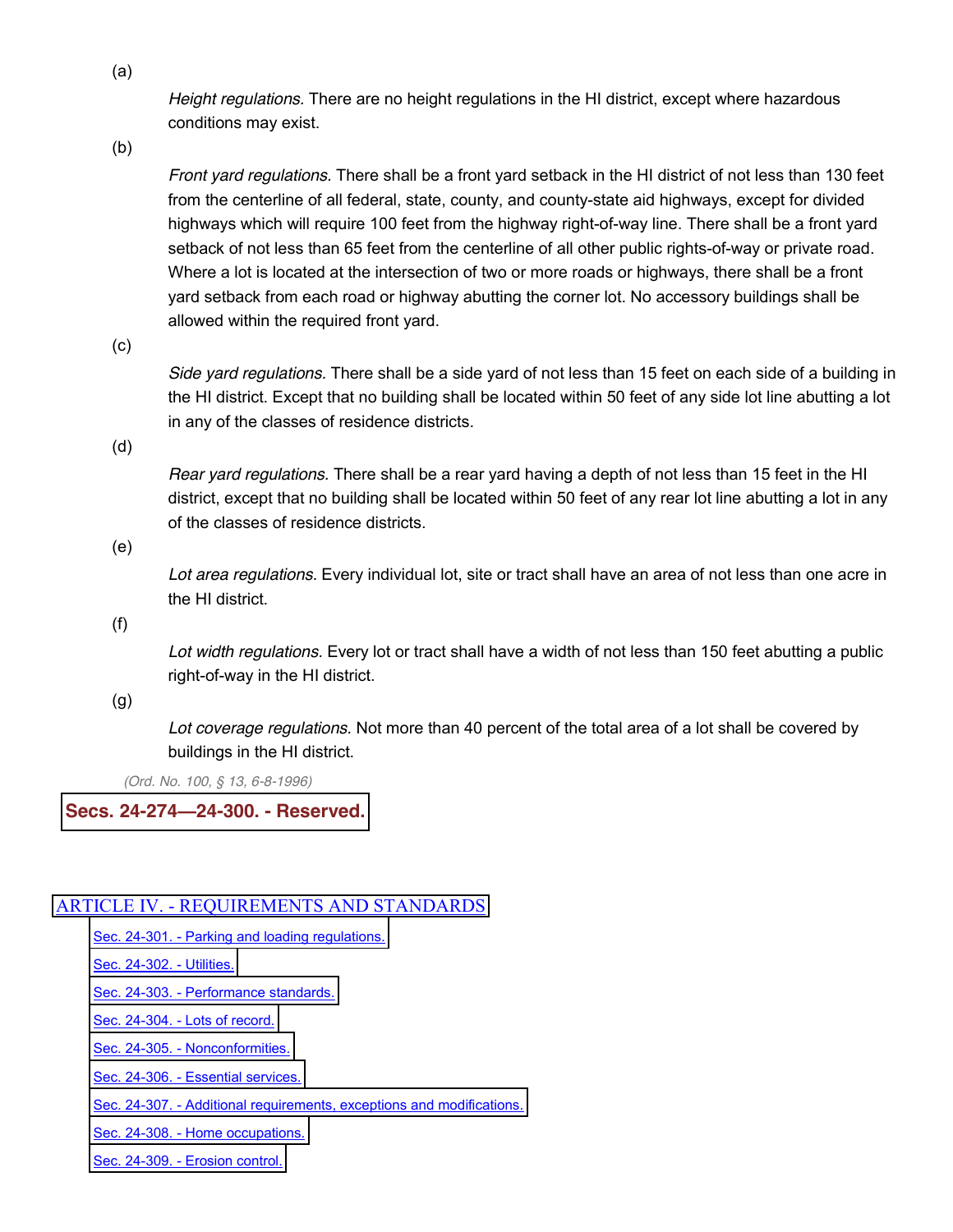(a)

*Height regulations.* There are no height regulations in the HI district, except where hazardous conditions may exist.

(b)

*Front yard regulations.* There shall be a front yard setback in the HI district of not less than 130 feet from the centerline of all federal, state, county, and county-state aid highways, except for divided highways which will require 100 feet from the highway right-of-way line. There shall be a front yard setback of not less than 65 feet from the centerline of all other public rights-of-way or private road. Where a lot is located at the intersection of two or more roads or highways, there shall be a front yard setback from each road or highway abutting the corner lot. No accessory buildings shall be allowed within the required front yard.

(c)

*Side yard regulations.* There shall be a side yard of not less than 15 feet on each side of a building in the HI district. Except that no building shall be located within 50 feet of any side lot line abutting a lot in any of the classes of residence districts.

(d)

*Rear yard regulations.* There shall be a rear yard having a depth of not less than 15 feet in the HI district, except that no building shall be located within 50 feet of any rear lot line abutting a lot in any of the classes of residence districts.

(e)

*Lot area regulations.* Every individual lot, site or tract shall have an area of not less than one acre in the HI district.

(f)

*Lot width regulations.* Every lot or tract shall have a width of not less than 150 feet abutting a public right-of-way in the HI district.

(g)

*Lot coverage regulations.* Not more than 40 percent of the total area of a lot shall be covered by buildings in the HI district.

*(Ord. No. 100, § 13, 6-8-1996)*

**Secs. 24-274—24-300. - Reserved.**

## ARTICLE IV. - REQUIREMENTS AND STANDARDS

- Sec. 24-301. - Parking and loading regulations.
- Sec. 24-302. - Utilities.
- Sec. 24-303. - Performance standards.
- Sec. 24-304. - Lots of record.
- Sec. 24-305. - Nonconformities.
- Sec. 24-306. - Essential services.
- Sec. 24-307. - Additional requirements, exceptions and modifications.
- Sec. 24-308. - Home occupations.
- Sec. 24-309. - Erosion control.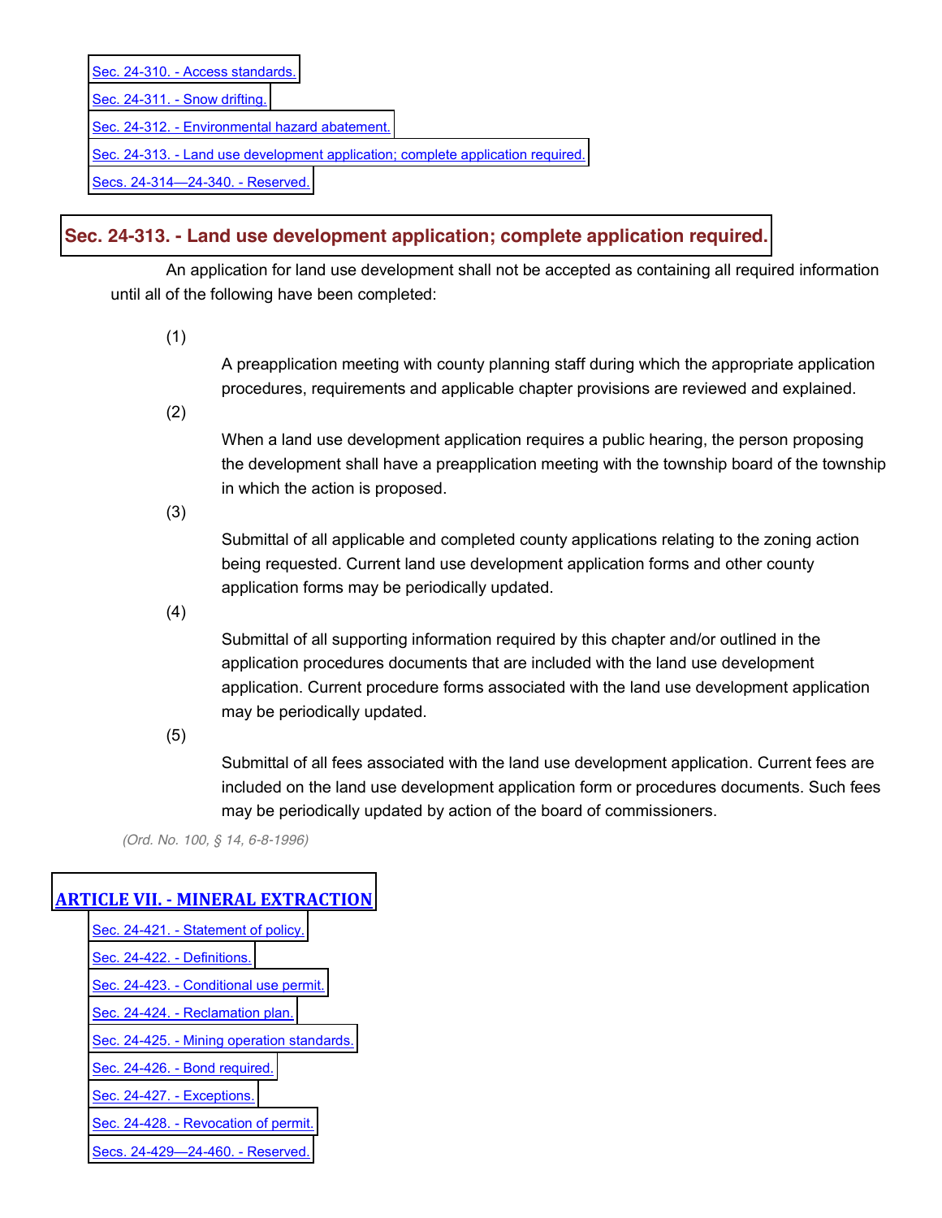- Sec. 24-310. - Access standards.
- Sec. 24-311. - Snow drifting.
- Sec. 24-312. - Environmental hazard abatement.
- Sec. 24-313. - Land use development application; complete application required.
- Secs. 24-314—24-340. - Reserved.

## Sec. 24-313. - Land use development application; complete application required.

An application for land use development shall not be accepted as containing all required information until all of the following have been completed:

(1) A preapplication meeting with county planning staff during which the appropriate application procedures, requirements and applicable chapter provisions are reviewed and explained.

(2) When a land use development application requires a public hearing, the person proposing the development shall have a preapplication meeting with the township board of the township in which the action is proposed.

(3) Submittal of all applicable and completed county applications relating to the zoning action being requested. Current land use development application forms and other county application forms may be periodically updated.

(4) Submittal of all supporting information required by this chapter and/or outlined in the application procedures documents that are included with the land use development application. Current procedure forms associated with the land use development application may be periodically updated.

(5) Submittal of all fees associated with the land use development application. Current fees are included on the land use development application form or procedures documents. Such fees may be periodically updated by action of the board of commissioners.

*(Ord. No. 100, § 14, 6-8-1996)*

# ARTICLE VII. - MINERAL EXTRACTION

- Sec. 24-421. - Statement of policy.
- Sec. 24-422. - Definitions.
- Sec. 24-423. - Conditional use permit.
- Sec. 24-424. - Reclamation plan.
- Sec. 24-425. - Mining operation standards.
- Sec. 24-426. - Bond required.
- Sec. 24-427. - Exceptions.
- Sec. 24-428. - Revocation of permit.
- Secs. 24-429—24-460. - Reserved.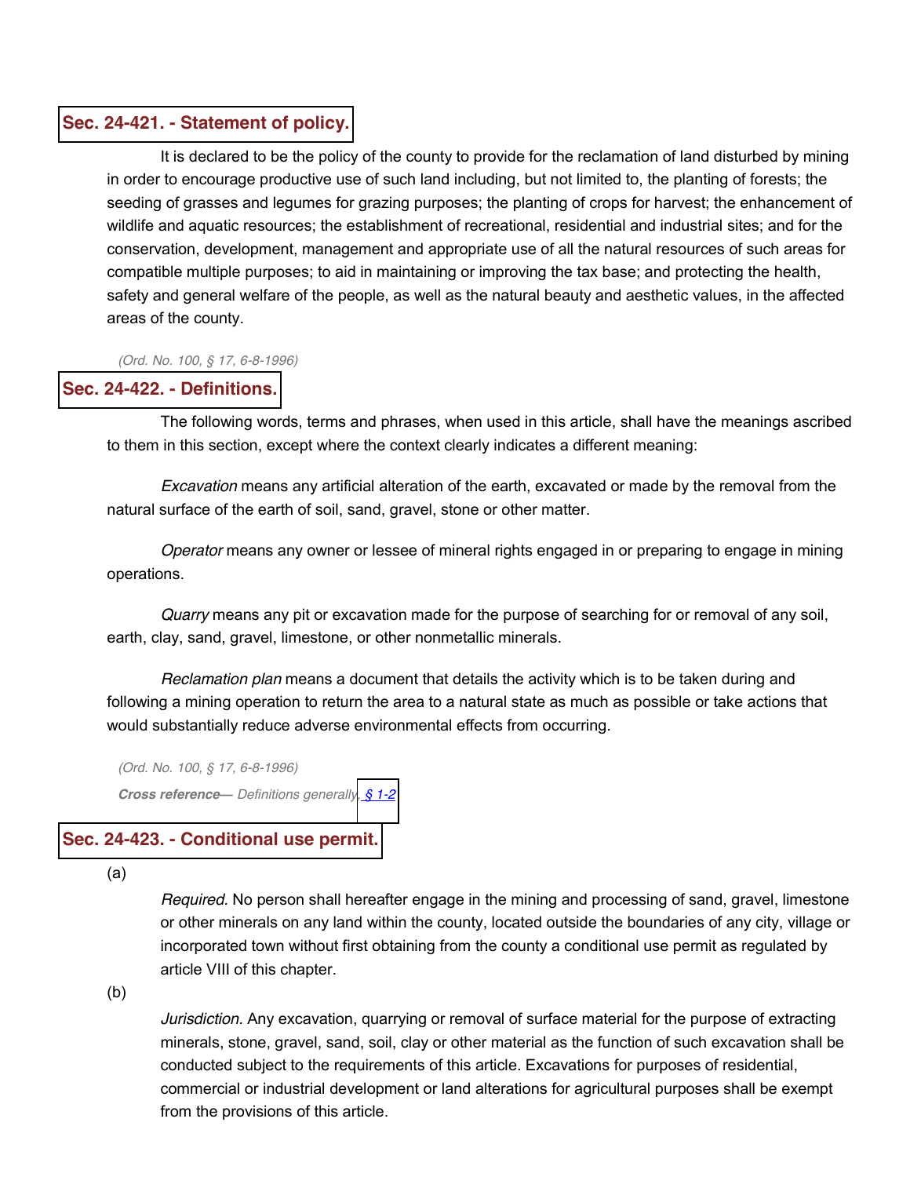## Sec. 24-421. - Statement of policy.

It is declared to be the policy of the county to provide for the reclamation of land disturbed by mining in order to encourage productive use of such land including, but not limited to, the planting of forests; the seeding of grasses and legumes for grazing purposes; the planting of crops for harvest; the enhancement of wildlife and aquatic resources; the establishment of recreational, residential and industrial sites; and for the conservation, development, management and appropriate use of all the natural resources of such areas for compatible multiple purposes; to aid in maintaining or improving the tax base; and protecting the health, safety and general welfare of the people, as well as the natural beauty and aesthetic values, in the affected areas of the county.

*(Ord. No. 100, § 17, 6-8-1996)*

## Sec. 24-422. - Definitions.

The following words, terms and phrases, when used in this article, shall have the meanings ascribed to them in this section, except where the context clearly indicates a different meaning:

*Excavation* means any artificial alteration of the earth, excavated or made by the removal from the natural surface of the earth of soil, sand, gravel, stone or other matter.

*Operator* means any owner or lessee of mineral rights engaged in or preparing to engage in mining operations.

*Quarry* means any pit or excavation made for the purpose of searching for or removal of any soil, earth, clay, sand, gravel, limestone, or other nonmetallic minerals.

*Reclamation plan* means a document that details the activity which is to be taken during and following a mining operation to return the area to a natural state as much as possible or take actions that would substantially reduce adverse environmental effects from occurring.

*(Ord. No. 100, § 17, 6-8-1996)*

***Cross reference—*** *Definitions generally, § 1-2*

## Sec. 24-423. - Conditional use permit.

(a) *Required.* No person shall hereafter engage in the mining and processing of sand, gravel, limestone or other minerals on any land within the county, located outside the boundaries of any city, village or incorporated town without first obtaining from the county a conditional use permit as regulated by article VIII of this chapter.

(b) *Jurisdiction.* Any excavation, quarrying or removal of surface material for the purpose of extracting minerals, stone, gravel, sand, soil, clay or other material as the function of such excavation shall be conducted subject to the requirements of this article. Excavations for purposes of residential, commercial or industrial development or land alterations for agricultural purposes shall be exempt from the provisions of this article.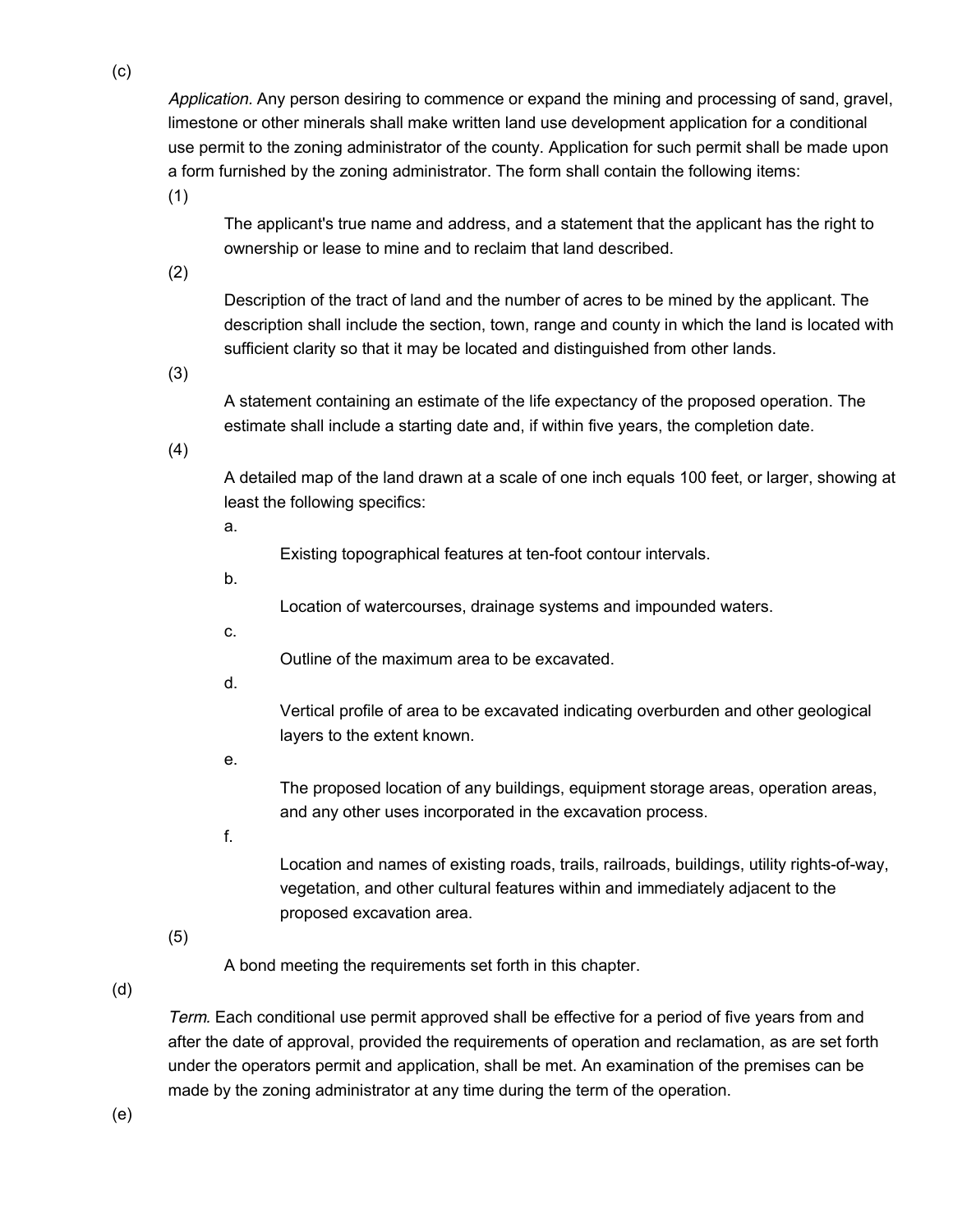(c)

*Application.* Any person desiring to commence or expand the mining and processing of sand, gravel, limestone or other minerals shall make written land use development application for a conditional use permit to the zoning administrator of the county. Application for such permit shall be made upon a form furnished by the zoning administrator. The form shall contain the following items:

(1)

The applicant's true name and address, and a statement that the applicant has the right to ownership or lease to mine and to reclaim that land described.

(2)

Description of the tract of land and the number of acres to be mined by the applicant. The description shall include the section, town, range and county in which the land is located with sufficient clarity so that it may be located and distinguished from other lands.

(3)

A statement containing an estimate of the life expectancy of the proposed operation. The estimate shall include a starting date and, if within five years, the completion date.

(4)

A detailed map of the land drawn at a scale of one inch equals 100 feet, or larger, showing at least the following specifics:

a.

Existing topographical features at ten-foot contour intervals.

b.

Location of watercourses, drainage systems and impounded waters.

c.

Outline of the maximum area to be excavated.

d.

Vertical profile of area to be excavated indicating overburden and other geological layers to the extent known.

e.

The proposed location of any buildings, equipment storage areas, operation areas, and any other uses incorporated in the excavation process.

f.

Location and names of existing roads, trails, railroads, buildings, utility rights-of-way, vegetation, and other cultural features within and immediately adjacent to the proposed excavation area.

(5)

A bond meeting the requirements set forth in this chapter.

(d)

*Term.* Each conditional use permit approved shall be effective for a period of five years from and after the date of approval, provided the requirements of operation and reclamation, as are set forth under the operators permit and application, shall be met. An examination of the premises can be made by the zoning administrator at any time during the term of the operation.

(e)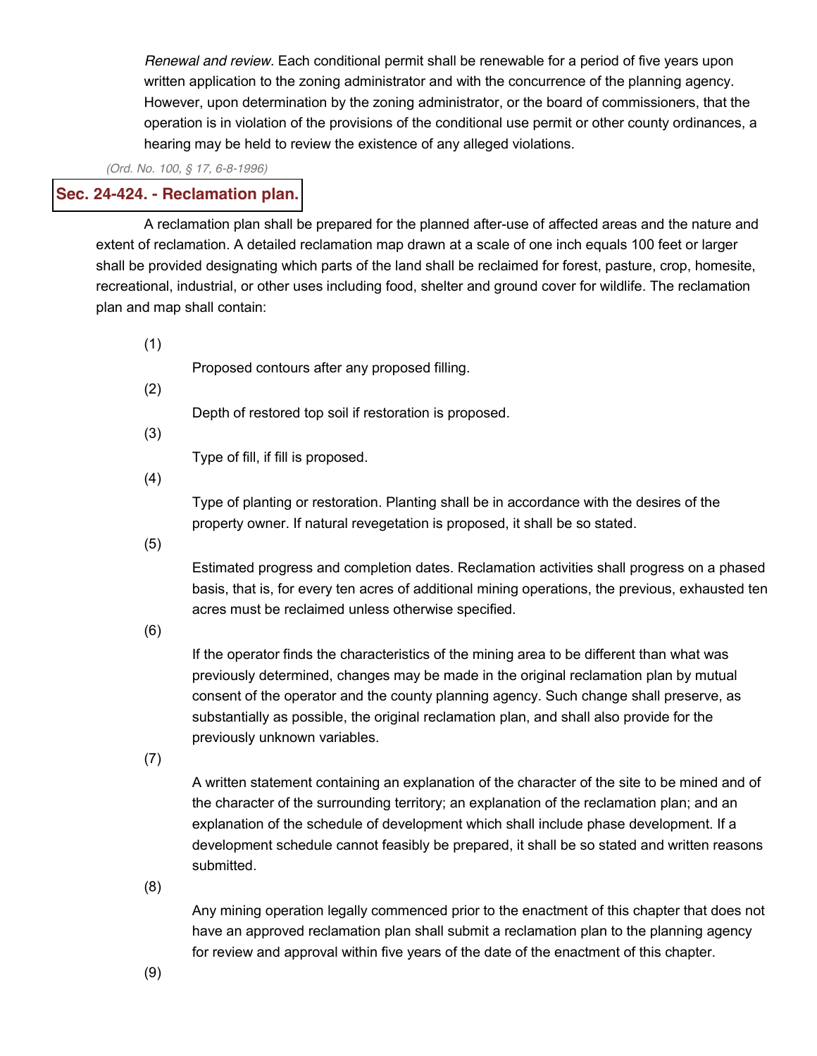*Renewal and review*. Each conditional permit shall be renewable for a period of five years upon written application to the zoning administrator and with the concurrence of the planning agency. However, upon determination by the zoning administrator, or the board of commissioners, that the operation is in violation of the provisions of the conditional use permit or other county ordinances, a hearing may be held to review the existence of any alleged violations.

(Ord. No. 100, § 17, 6-8-1996)

## Sec. 24-424. - Reclamation plan.

A reclamation plan shall be prepared for the planned after-use of affected areas and the nature and extent of reclamation. A detailed reclamation map drawn at a scale of one inch equals 100 feet or larger shall be provided designating which parts of the land shall be reclaimed for forest, pasture, crop, homesite, recreational, industrial, or other uses including food, shelter and ground cover for wildlife. The reclamation plan and map shall contain:

(1) Proposed contours after any proposed filling.

(2) Depth of restored top soil if restoration is proposed.

(3) Type of fill, if fill is proposed.

(4) Type of planting or restoration. Planting shall be in accordance with the desires of the property owner. If natural revegetation is proposed, it shall be so stated.

(5) Estimated progress and completion dates. Reclamation activities shall progress on a phased basis, that is, for every ten acres of additional mining operations, the previous, exhausted ten acres must be reclaimed unless otherwise specified.

(6) If the operator finds the characteristics of the mining area to be different than what was previously determined, changes may be made in the original reclamation plan by mutual consent of the operator and the county planning agency. Such change shall preserve, as substantially as possible, the original reclamation plan, and shall also provide for the previously unknown variables.

(7) A written statement containing an explanation of the character of the site to be mined and of the character of the surrounding territory; an explanation of the reclamation plan; and an explanation of the schedule of development which shall include phase development. If a development schedule cannot feasibly be prepared, it shall be so stated and written reasons submitted.

(8) Any mining operation legally commenced prior to the enactment of this chapter that does not have an approved reclamation plan shall submit a reclamation plan to the planning agency for review and approval within five years of the date of the enactment of this chapter.

(9)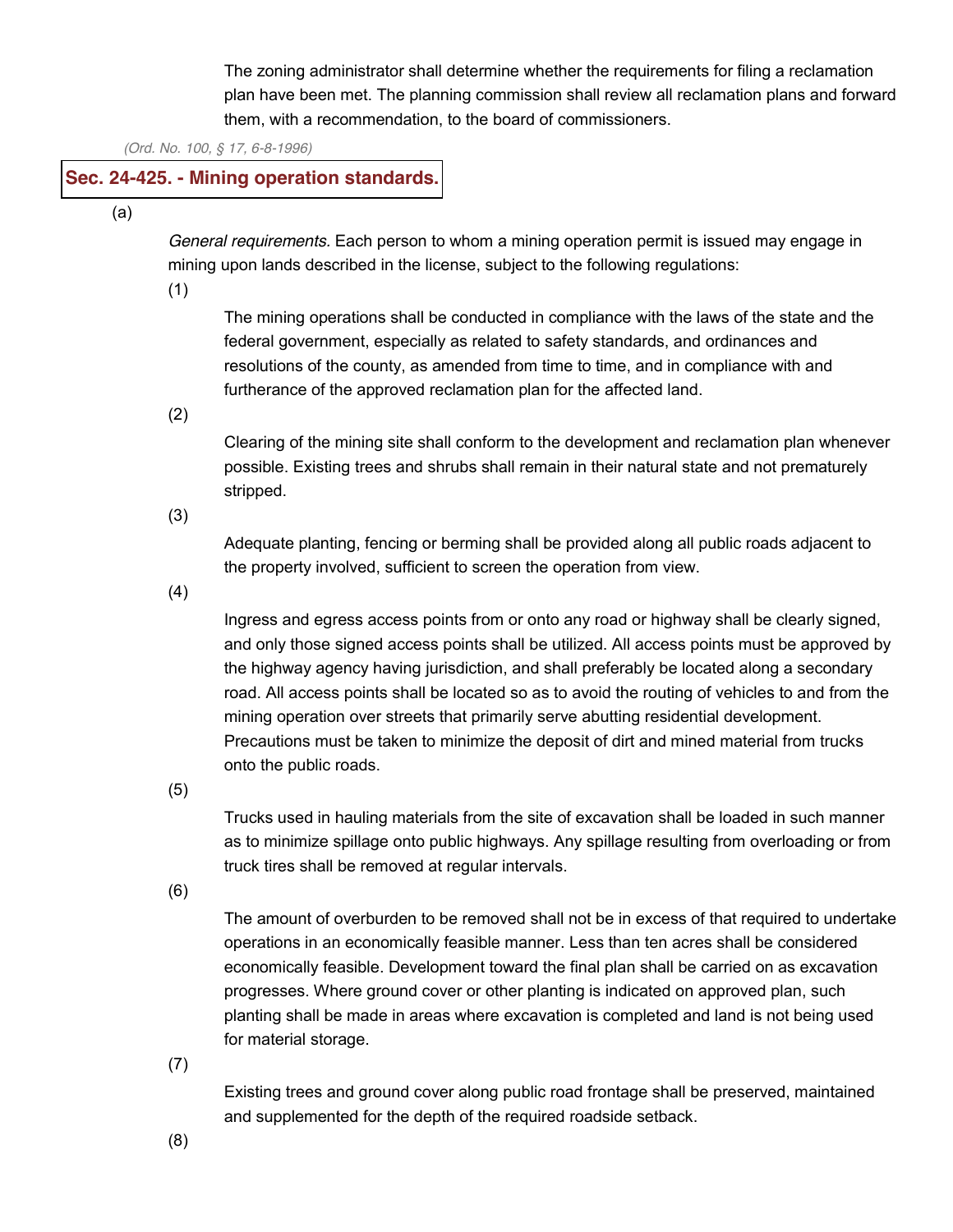The zoning administrator shall determine whether the requirements for filing a reclamation plan have been met. The planning commission shall review all reclamation plans and forward them, with a recommendation, to the board of commissioners.

*(Ord. No. 100, § 17, 6-8-1996)*

## Sec. 24-425. - Mining operation standards.

(a)

*General requirements.* Each person to whom a mining operation permit is issued may engage in mining upon lands described in the license, subject to the following regulations:

(1)

The mining operations shall be conducted in compliance with the laws of the state and the federal government, especially as related to safety standards, and ordinances and resolutions of the county, as amended from time to time, and in compliance with and furtherance of the approved reclamation plan for the affected land.

(2)

Clearing of the mining site shall conform to the development and reclamation plan whenever possible. Existing trees and shrubs shall remain in their natural state and not prematurely stripped.

(3)

Adequate planting, fencing or berming shall be provided along all public roads adjacent to the property involved, sufficient to screen the operation from view.

(4)

Ingress and egress access points from or onto any road or highway shall be clearly signed, and only those signed access points shall be utilized. All access points must be approved by the highway agency having jurisdiction, and shall preferably be located along a secondary road. All access points shall be located so as to avoid the routing of vehicles to and from the mining operation over streets that primarily serve abutting residential development. Precautions must be taken to minimize the deposit of dirt and mined material from trucks onto the public roads.

(5)

Trucks used in hauling materials from the site of excavation shall be loaded in such manner as to minimize spillage onto public highways. Any spillage resulting from overloading or from truck tires shall be removed at regular intervals.

(6)

The amount of overburden to be removed shall not be in excess of that required to undertake operations in an economically feasible manner. Less than ten acres shall be considered economically feasible. Development toward the final plan shall be carried on as excavation progresses. Where ground cover or other planting is indicated on approved plan, such planting shall be made in areas where excavation is completed and land is not being used for material storage.

(7)

Existing trees and ground cover along public road frontage shall be preserved, maintained and supplemented for the depth of the required roadside setback.

(8)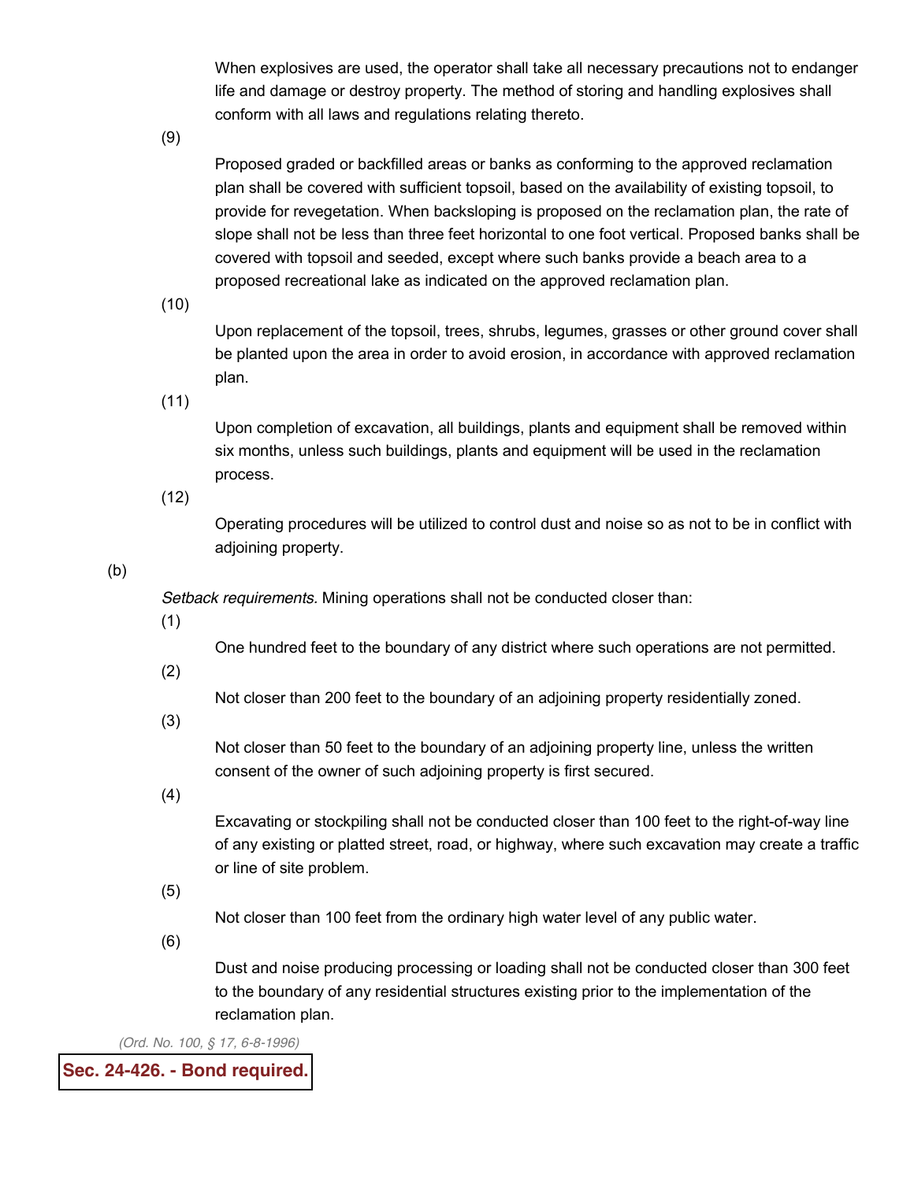When explosives are used, the operator shall take all necessary precautions not to endanger life and damage or destroy property. The method of storing and handling explosives shall conform with all laws and regulations relating thereto.

(9) Proposed graded or backfilled areas or banks as conforming to the approved reclamation plan shall be covered with sufficient topsoil, based on the availability of existing topsoil, to provide for revegetation. When backsloping is proposed on the reclamation plan, the rate of slope shall not be less than three feet horizontal to one foot vertical. Proposed banks shall be covered with topsoil and seeded, except where such banks provide a beach area to a proposed recreational lake as indicated on the approved reclamation plan.

(10) Upon replacement of the topsoil, trees, shrubs, legumes, grasses or other ground cover shall be planted upon the area in order to avoid erosion, in accordance with approved reclamation plan.

(11) Upon completion of excavation, all buildings, plants and equipment shall be removed within six months, unless such buildings, plants and equipment will be used in the reclamation process.

(12) Operating procedures will be utilized to control dust and noise so as not to be in conflict with adjoining property.

(b) *Setback requirements.* Mining operations shall not be conducted closer than:

(1) One hundred feet to the boundary of any district where such operations are not permitted.

(2) Not closer than 200 feet to the boundary of an adjoining property residentially zoned.

(3) Not closer than 50 feet to the boundary of an adjoining property line, unless the written consent of the owner of such adjoining property is first secured.

(4) Excavating or stockpiling shall not be conducted closer than 100 feet to the right-of-way line of any existing or platted street, road, or highway, where such excavation may create a traffic or line of site problem.

(5) Not closer than 100 feet from the ordinary high water level of any public water.

(6) Dust and noise producing processing or loading shall not be conducted closer than 300 feet to the boundary of any residential structures existing prior to the implementation of the reclamation plan.

*(Ord. No. 100, § 17, 6-8-1996)*

## Sec. 24-426. - Bond required.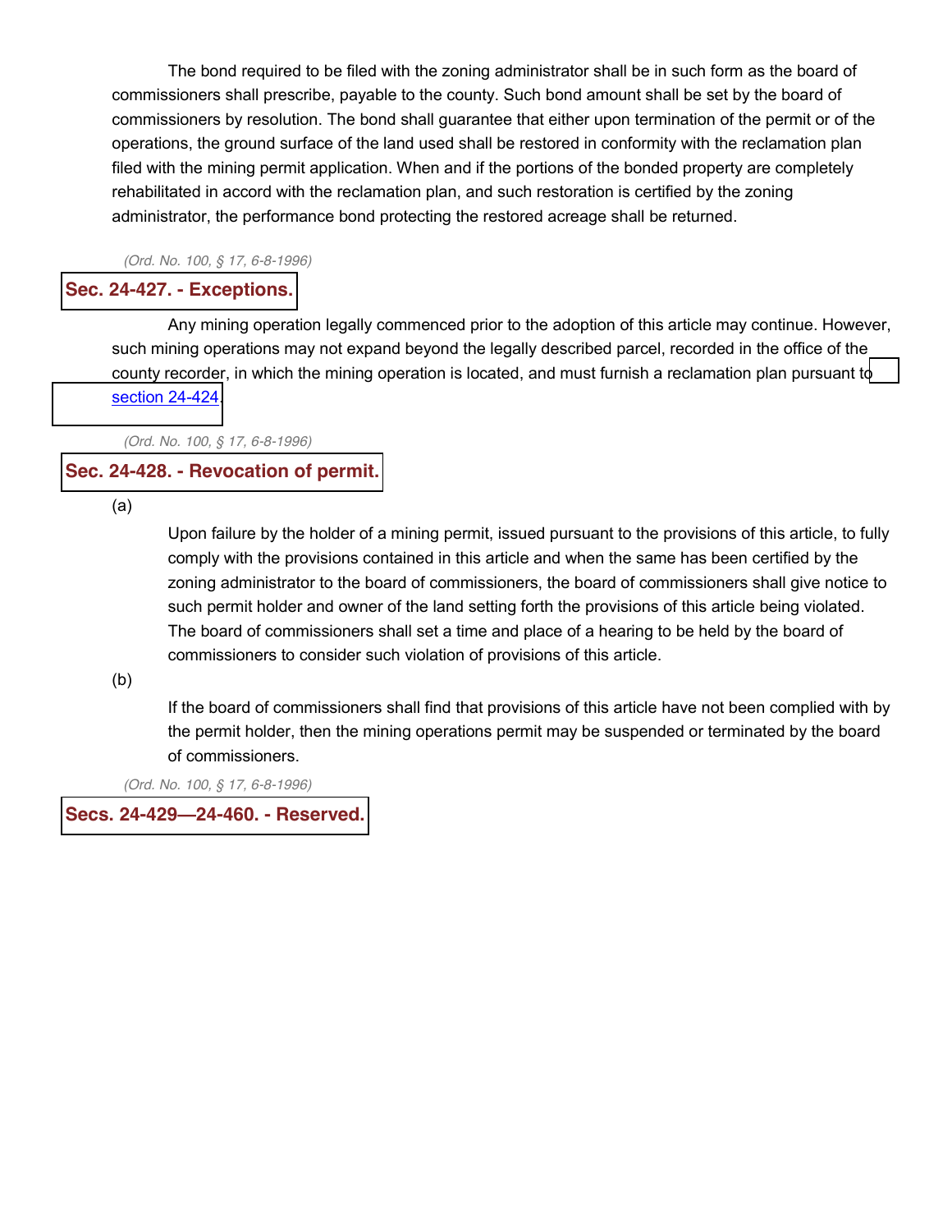The bond required to be filed with the zoning administrator shall be in such form as the board of commissioners shall prescribe, payable to the county. Such bond amount shall be set by the board of commissioners by resolution. The bond shall guarantee that either upon termination of the permit or of the operations, the ground surface of the land used shall be restored in conformity with the reclamation plan filed with the mining permit application. When and if the portions of the bonded property are completely rehabilitated in accord with the reclamation plan, and such restoration is certified by the zoning administrator, the performance bond protecting the restored acreage shall be returned.

*(Ord. No. 100, § 17, 6-8-1996)*

## Sec. 24-427. - Exceptions.

Any mining operation legally commenced prior to the adoption of this article may continue. However, such mining operations may not expand beyond the legally described parcel, recorded in the office of the county recorder, in which the mining operation is located, and must furnish a reclamation plan pursuant to section 24-424.

*(Ord. No. 100, § 17, 6-8-1996)*

## Sec. 24-428. - Revocation of permit.

(a)

Upon failure by the holder of a mining permit, issued pursuant to the provisions of this article, to fully comply with the provisions contained in this article and when the same has been certified by the zoning administrator to the board of commissioners, the board of commissioners shall give notice to such permit holder and owner of the land setting forth the provisions of this article being violated. The board of commissioners shall set a time and place of a hearing to be held by the board of commissioners to consider such violation of provisions of this article.

(b)

If the board of commissioners shall find that provisions of this article have not been complied with by the permit holder, then the mining operations permit may be suspended or terminated by the board of commissioners.

*(Ord. No. 100, § 17, 6-8-1996)*

## Secs. 24-429—24-460. - Reserved.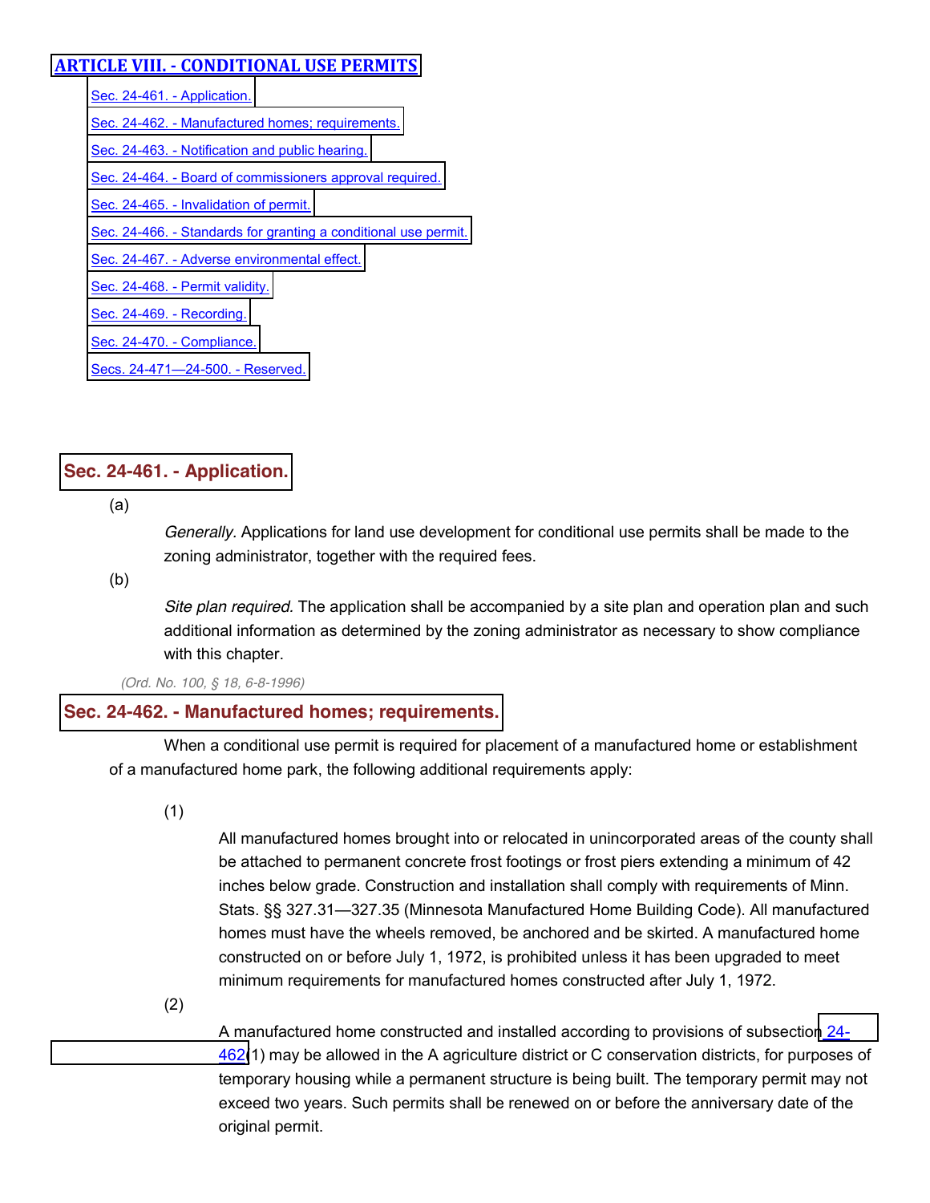## ARTICLE VIII. - CONDITIONAL USE PERMITS

- Sec. 24-461. - Application.
- Sec. 24-462. - Manufactured homes; requirements.
- Sec. 24-463. - Notification and public hearing.
- Sec. 24-464. - Board of commissioners approval required.
- Sec. 24-465. - Invalidation of permit.
- Sec. 24-466. - Standards for granting a conditional use permit.
- Sec. 24-467. - Adverse environmental effect.
- Sec. 24-468. - Permit validity.
- Sec. 24-469. - Recording.
- Sec. 24-470. - Compliance.
- Secs. 24-471—24-500. - Reserved.

### Sec. 24-461. - Application.

(a) *Generally.* Applications for land use development for conditional use permits shall be made to the zoning administrator, together with the required fees.

(b) *Site plan required.* The application shall be accompanied by a site plan and operation plan and such additional information as determined by the zoning administrator as necessary to show compliance with this chapter.

*(Ord. No. 100, § 18, 6-8-1996)*

### Sec. 24-462. - Manufactured homes; requirements.

When a conditional use permit is required for placement of a manufactured home or establishment of a manufactured home park, the following additional requirements apply:

(1) All manufactured homes brought into or relocated in unincorporated areas of the county shall be attached to permanent concrete frost footings or frost piers extending a minimum of 42 inches below grade. Construction and installation shall comply with requirements of Minn. Stats. §§ 327.31—327.35 (Minnesota Manufactured Home Building Code). All manufactured homes must have the wheels removed, be anchored and be skirted. A manufactured home constructed on or before July 1, 1972, is prohibited unless it has been upgraded to meet minimum requirements for manufactured homes constructed after July 1, 1972.

(2) A manufactured home constructed and installed according to provisions of subsection 24-462(1) may be allowed in the A agriculture district or C conservation districts, for purposes of temporary housing while a permanent structure is being built. The temporary permit may not exceed two years. Such permits shall be renewed on or before the anniversary date of the original permit.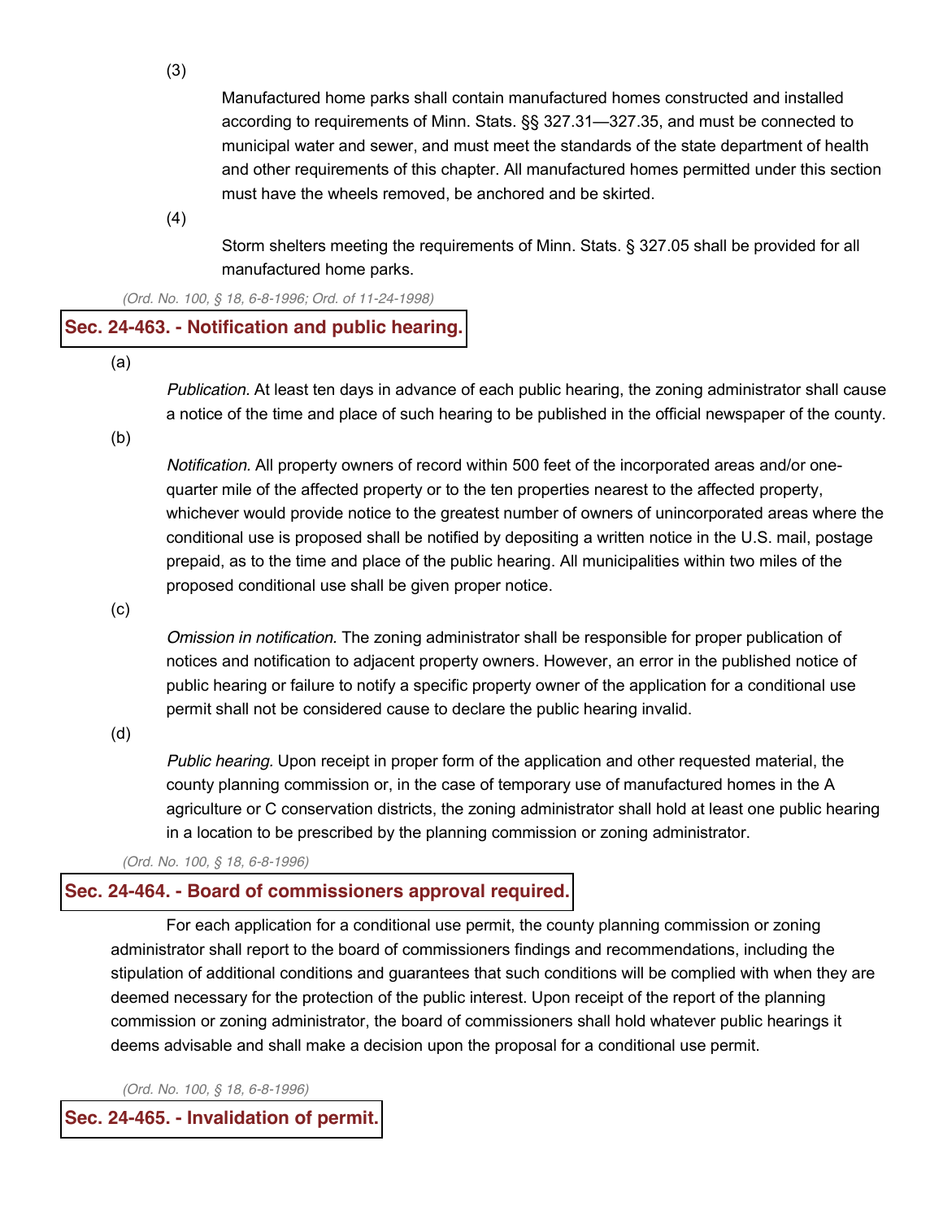(3)

Manufactured home parks shall contain manufactured homes constructed and installed according to requirements of Minn. Stats. §§ 327.31—327.35, and must be connected to municipal water and sewer, and must meet the standards of the state department of health and other requirements of this chapter. All manufactured homes permitted under this section must have the wheels removed, be anchored and be skirted.

(4)

Storm shelters meeting the requirements of Minn. Stats. § 327.05 shall be provided for all manufactured home parks.

*(Ord. No. 100, § 18, 6-8-1996; Ord. of 11-24-1998)*

## Sec. 24-463. - Notification and public hearing.

(a)

*Publication.* At least ten days in advance of each public hearing, the zoning administrator shall cause a notice of the time and place of such hearing to be published in the official newspaper of the county.

(b)

*Notification.* All property owners of record within 500 feet of the incorporated areas and/or one-quarter mile of the affected property or to the ten properties nearest to the affected property, whichever would provide notice to the greatest number of owners of unincorporated areas where the conditional use is proposed shall be notified by depositing a written notice in the U.S. mail, postage prepaid, as to the time and place of the public hearing. All municipalities within two miles of the proposed conditional use shall be given proper notice.

(c)

*Omission in notification.* The zoning administrator shall be responsible for proper publication of notices and notification to adjacent property owners. However, an error in the published notice of public hearing or failure to notify a specific property owner of the application for a conditional use permit shall not be considered cause to declare the public hearing invalid.

(d)

*Public hearing.* Upon receipt in proper form of the application and other requested material, the county planning commission or, in the case of temporary use of manufactured homes in the A agriculture or C conservation districts, the zoning administrator shall hold at least one public hearing in a location to be prescribed by the planning commission or zoning administrator.

*(Ord. No. 100, § 18, 6-8-1996)*

## Sec. 24-464. - Board of commissioners approval required.

For each application for a conditional use permit, the county planning commission or zoning administrator shall report to the board of commissioners findings and recommendations, including the stipulation of additional conditions and guarantees that such conditions will be complied with when they are deemed necessary for the protection of the public interest. Upon receipt of the report of the planning commission or zoning administrator, the board of commissioners shall hold whatever public hearings it deems advisable and shall make a decision upon the proposal for a conditional use permit.

*(Ord. No. 100, § 18, 6-8-1996)*

## Sec. 24-465. - Invalidation of permit.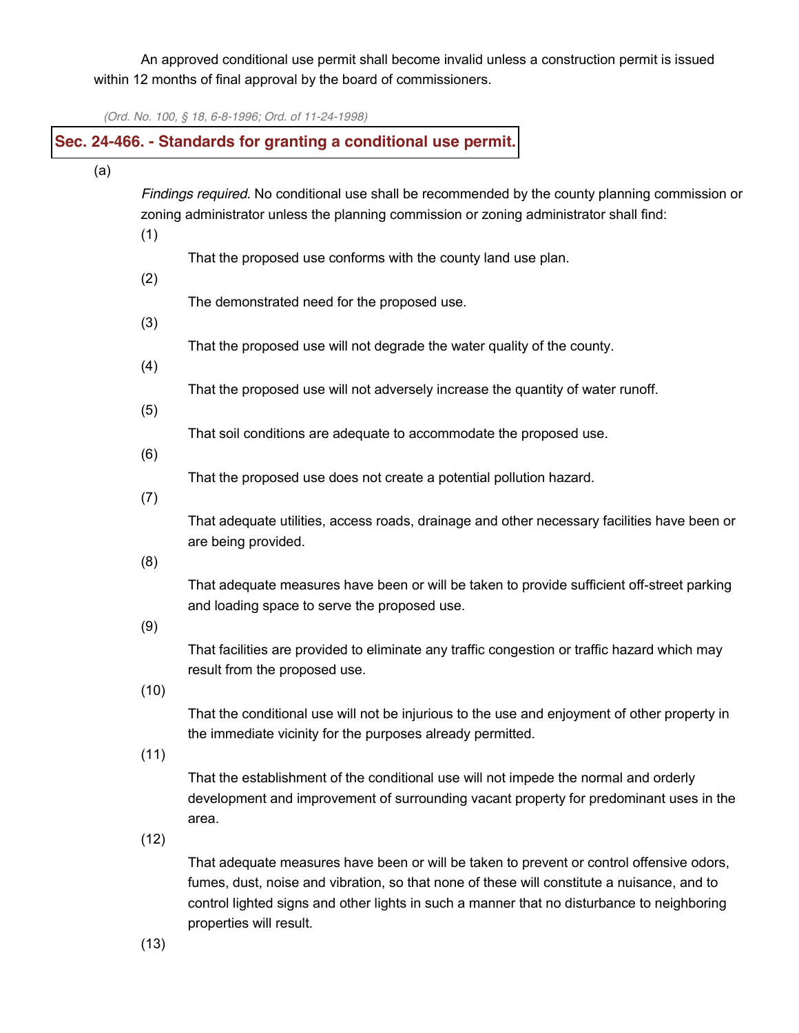An approved conditional use permit shall become invalid unless a construction permit is issued within 12 months of final approval by the board of commissioners.

*(Ord. No. 100, § 18, 6-8-1996; Ord. of 11-24-1998)*

## Sec. 24-466. - Standards for granting a conditional use permit.

(a)

*Findings required.* No conditional use shall be recommended by the county planning commission or zoning administrator unless the planning commission or zoning administrator shall find:

(1)

That the proposed use conforms with the county land use plan.

(2)

The demonstrated need for the proposed use.

(3)

That the proposed use will not degrade the water quality of the county.

(4)

That the proposed use will not adversely increase the quantity of water runoff.

(5)

That soil conditions are adequate to accommodate the proposed use.

(6)

That the proposed use does not create a potential pollution hazard.

(7)

That adequate utilities, access roads, drainage and other necessary facilities have been or are being provided.

(8)

That adequate measures have been or will be taken to provide sufficient off-street parking and loading space to serve the proposed use.

(9)

That facilities are provided to eliminate any traffic congestion or traffic hazard which may result from the proposed use.

(10)

That the conditional use will not be injurious to the use and enjoyment of other property in the immediate vicinity for the purposes already permitted.

(11)

That the establishment of the conditional use will not impede the normal and orderly development and improvement of surrounding vacant property for predominant uses in the area.

(12)

That adequate measures have been or will be taken to prevent or control offensive odors, fumes, dust, noise and vibration, so that none of these will constitute a nuisance, and to control lighted signs and other lights in such a manner that no disturbance to neighboring properties will result.

(13)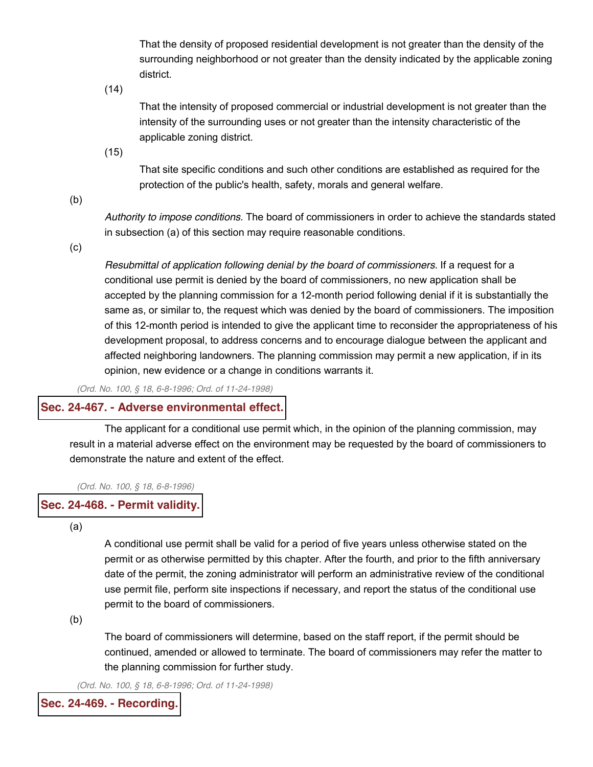That the density of proposed residential development is not greater than the density of the surrounding neighborhood or not greater than the density indicated by the applicable zoning district.

(14)

That the intensity of proposed commercial or industrial development is not greater than the intensity of the surrounding uses or not greater than the intensity characteristic of the applicable zoning district.

(15)

That site specific conditions and such other conditions are established as required for the protection of the public's health, safety, morals and general welfare.

(b)

*Authority to impose conditions.* The board of commissioners in order to achieve the standards stated in subsection (a) of this section may require reasonable conditions.

(c)

*Resubmittal of application following denial by the board of commissioners.* If a request for a conditional use permit is denied by the board of commissioners, no new application shall be accepted by the planning commission for a 12-month period following denial if it is substantially the same as, or similar to, the request which was denied by the board of commissioners. The imposition of this 12-month period is intended to give the applicant time to reconsider the appropriateness of his development proposal, to address concerns and to encourage dialogue between the applicant and affected neighboring landowners. The planning commission may permit a new application, if in its opinion, new evidence or a change in conditions warrants it.

*(Ord. No. 100, § 18, 6-8-1996; Ord. of 11-24-1998)*

## Sec. 24-467. - Adverse environmental effect.

The applicant for a conditional use permit which, in the opinion of the planning commission, may result in a material adverse effect on the environment may be requested by the board of commissioners to demonstrate the nature and extent of the effect.

*(Ord. No. 100, § 18, 6-8-1996)*

## Sec. 24-468. - Permit validity.

(a)

A conditional use permit shall be valid for a period of five years unless otherwise stated on the permit or as otherwise permitted by this chapter. After the fourth, and prior to the fifth anniversary date of the permit, the zoning administrator will perform an administrative review of the conditional use permit file, perform site inspections if necessary, and report the status of the conditional use permit to the board of commissioners.

(b)

The board of commissioners will determine, based on the staff report, if the permit should be continued, amended or allowed to terminate. The board of commissioners may refer the matter to the planning commission for further study.

*(Ord. No. 100, § 18, 6-8-1996; Ord. of 11-24-1998)*

## Sec. 24-469. - Recording.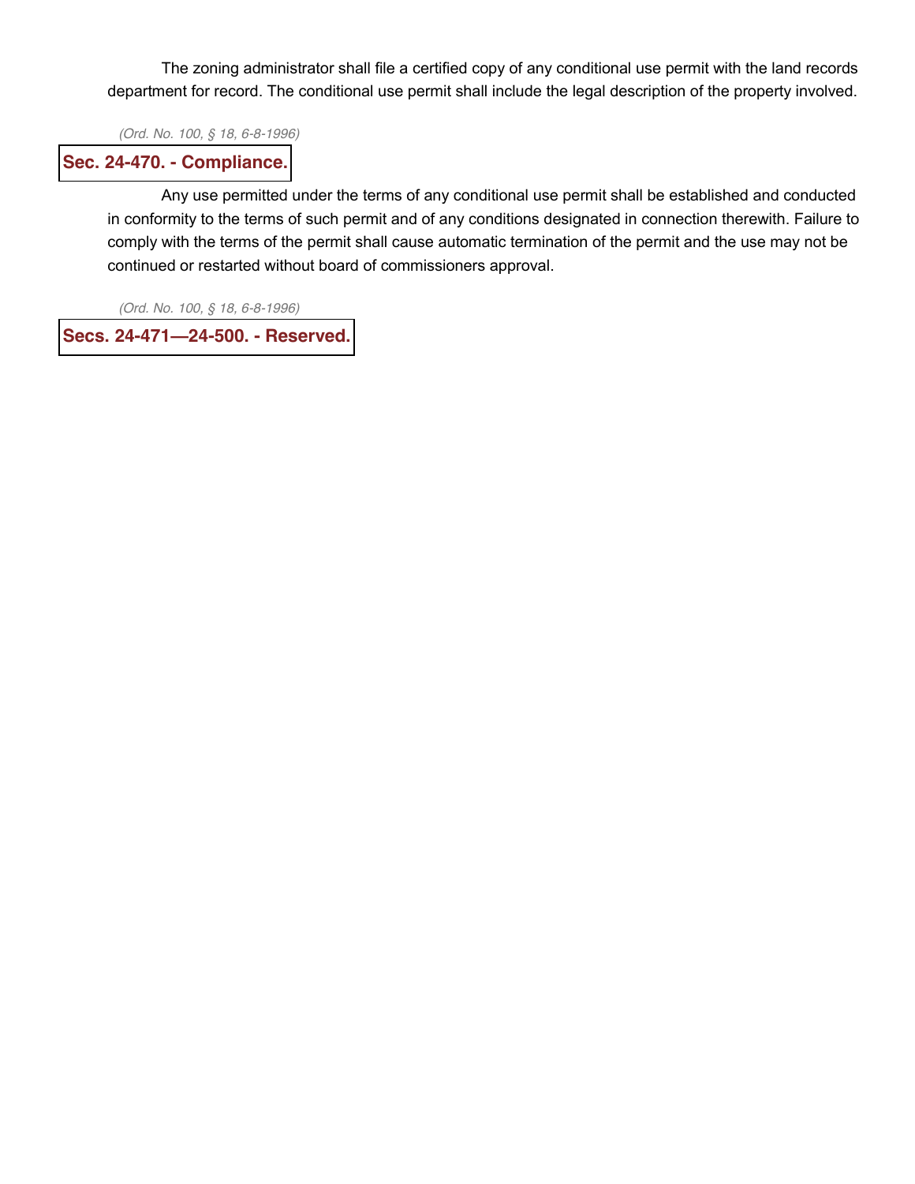The zoning administrator shall file a certified copy of any conditional use permit with the land records department for record. The conditional use permit shall include the legal description of the property involved.

*(Ord. No. 100, § 18, 6-8-1996)*

## Sec. 24-470. - Compliance.

Any use permitted under the terms of any conditional use permit shall be established and conducted in conformity to the terms of such permit and of any conditions designated in connection therewith. Failure to comply with the terms of the permit shall cause automatic termination of the permit and the use may not be continued or restarted without board of commissioners approval.

*(Ord. No. 100, § 18, 6-8-1996)*

## Secs. 24-471—24-500. - Reserved.